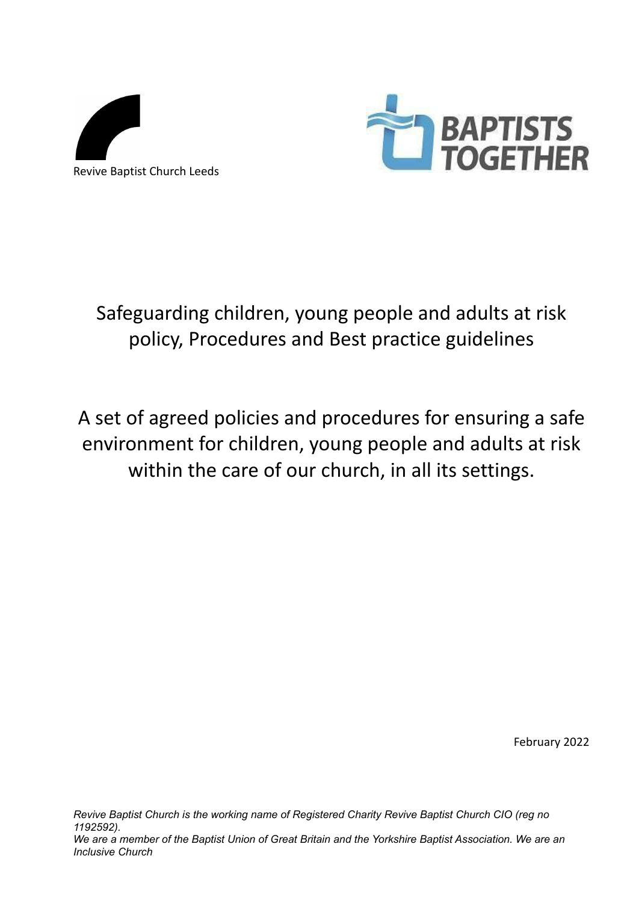Revive Baptist Church Leeds

BAPTISTS TOGETHER

# Safeguarding children, young people and adults at risk policy, Procedures and Best practice guidelines

## A set of agreed policies and procedures for ensuring a safe environment for children, young people and adults at risk within the care of our church, in all its settings.

February 2022

*Revive Baptist Church is the working name of Registered Charity Revive Baptist Church CIO (reg no 1192592).*
*We are a member of the Baptist Union of Great Britain and the Yorkshire Baptist Association. We are an Inclusive Church*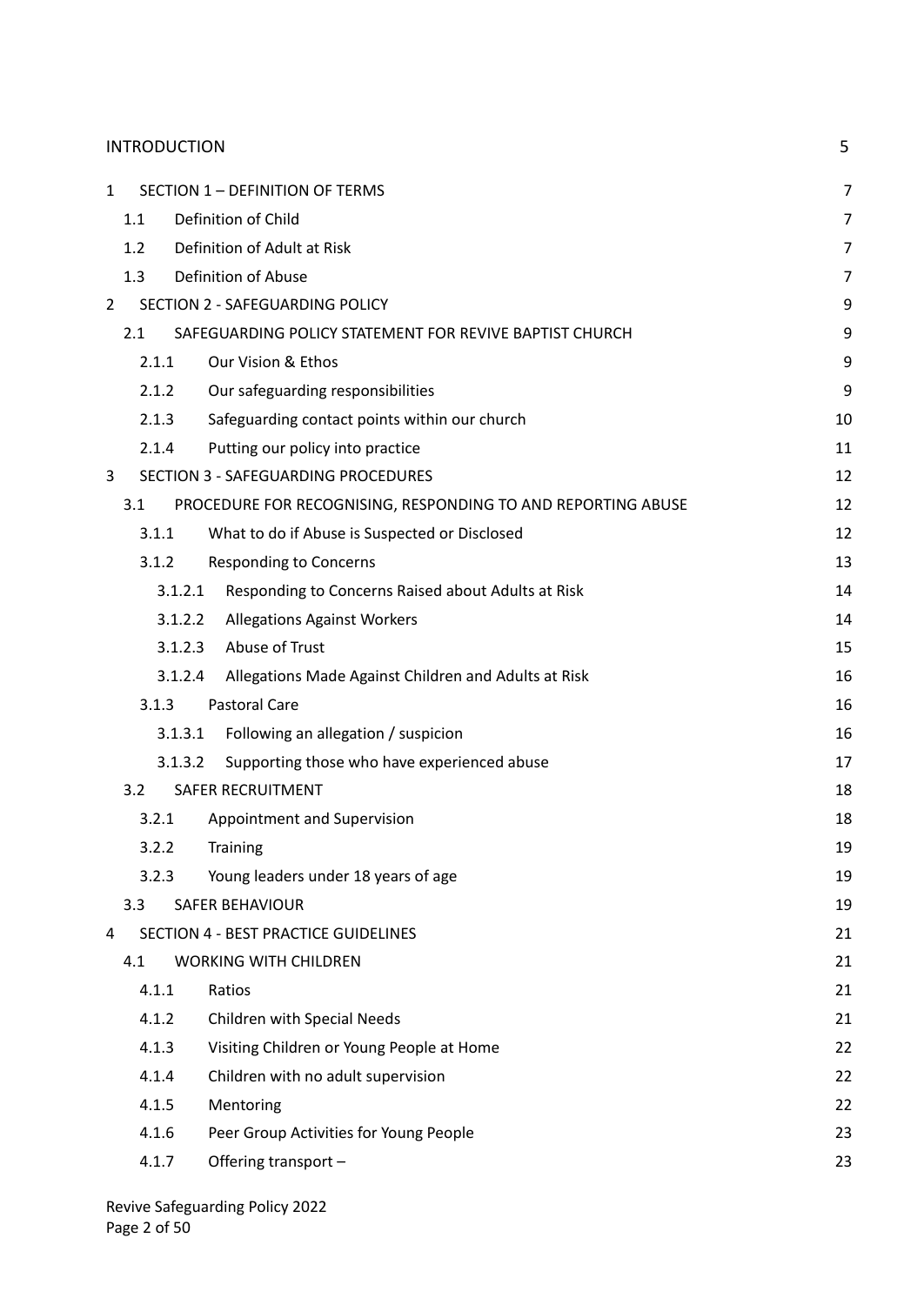| | |
|---|---|
| INTRODUCTION | 5 |
| 1 SECTION 1 – DEFINITION OF TERMS | 7 |
| 1.1 Definition of Child | 7 |
| 1.2 Definition of Adult at Risk | 7 |
| 1.3 Definition of Abuse | 7 |
| 2 SECTION 2 - SAFEGUARDING POLICY | 9 |
| 2.1 SAFEGUARDING POLICY STATEMENT FOR REVIVE BAPTIST CHURCH | 9 |
| 2.1.1 Our Vision & Ethos | 9 |
| 2.1.2 Our safeguarding responsibilities | 9 |
| 2.1.3 Safeguarding contact points within our church | 10 |
| 2.1.4 Putting our policy into practice | 11 |
| 3 SECTION 3 - SAFEGUARDING PROCEDURES | 12 |
| 3.1 PROCEDURE FOR RECOGNISING, RESPONDING TO AND REPORTING ABUSE | 12 |
| 3.1.1 What to do if Abuse is Suspected or Disclosed | 12 |
| 3.1.2 Responding to Concerns | 13 |
| 3.1.2.1 Responding to Concerns Raised about Adults at Risk | 14 |
| 3.1.2.2 Allegations Against Workers | 14 |
| 3.1.2.3 Abuse of Trust | 15 |
| 3.1.2.4 Allegations Made Against Children and Adults at Risk | 16 |
| 3.1.3 Pastoral Care | 16 |
| 3.1.3.1 Following an allegation / suspicion | 16 |
| 3.1.3.2 Supporting those who have experienced abuse | 17 |
| 3.2 SAFER RECRUITMENT | 18 |
| 3.2.1 Appointment and Supervision | 18 |
| 3.2.2 Training | 19 |
| 3.2.3 Young leaders under 18 years of age | 19 |
| 3.3 SAFER BEHAVIOUR | 19 |
| 4 SECTION 4 - BEST PRACTICE GUIDELINES | 21 |
| 4.1 WORKING WITH CHILDREN | 21 |
| 4.1.1 Ratios | 21 |
| 4.1.2 Children with Special Needs | 21 |
| 4.1.3 Visiting Children or Young People at Home | 22 |
| 4.1.4 Children with no adult supervision | 22 |
| 4.1.5 Mentoring | 22 |
| 4.1.6 Peer Group Activities for Young People | 23 |
| 4.1.7 Offering transport – | 23 |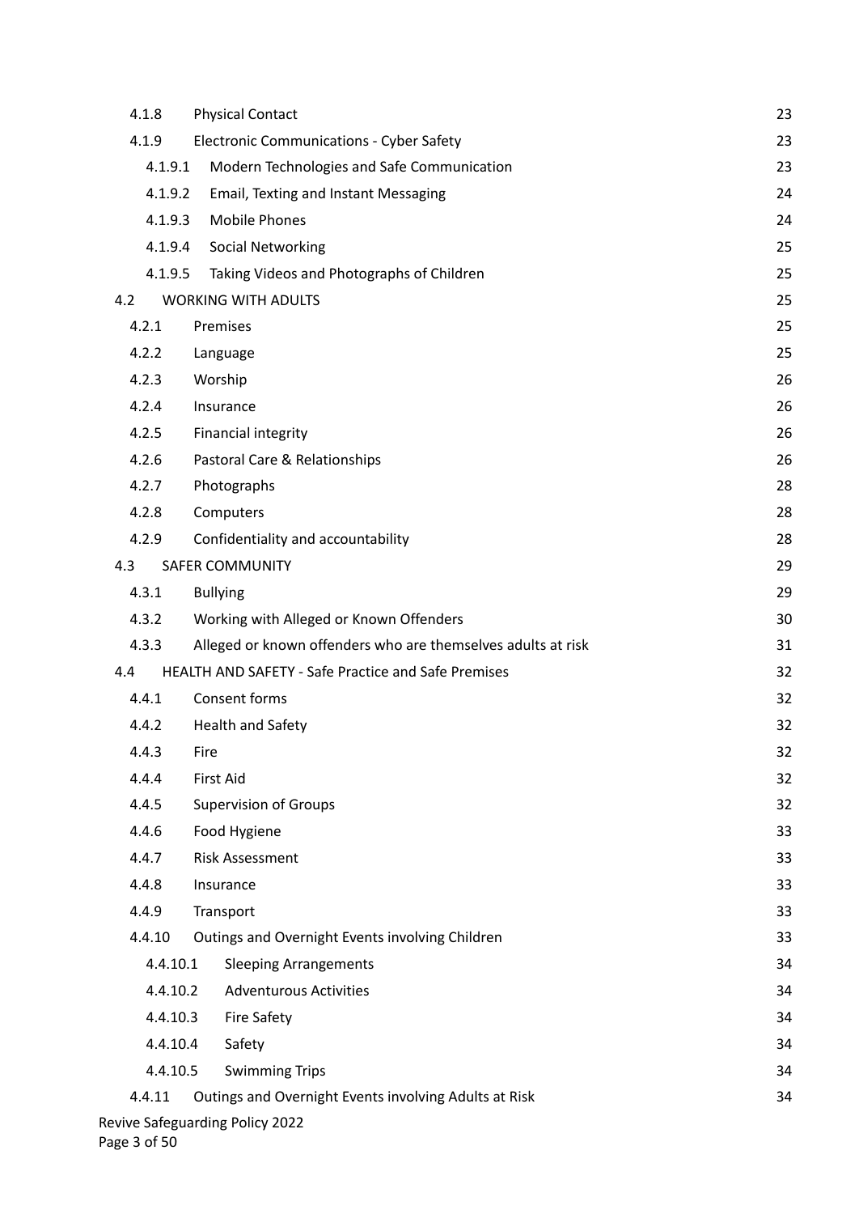| | | |
|---|---|---|
| 4.1.8 | Physical Contact | 23 |
| 4.1.9 | Electronic Communications - Cyber Safety | 23 |
| 4.1.9.1 | Modern Technologies and Safe Communication | 23 |
| 4.1.9.2 | Email, Texting and Instant Messaging | 24 |
| 4.1.9.3 | Mobile Phones | 24 |
| 4.1.9.4 | Social Networking | 25 |
| 4.1.9.5 | Taking Videos and Photographs of Children | 25 |
| 4.2 | WORKING WITH ADULTS | 25 |
| 4.2.1 | Premises | 25 |
| 4.2.2 | Language | 25 |
| 4.2.3 | Worship | 26 |
| 4.2.4 | Insurance | 26 |
| 4.2.5 | Financial integrity | 26 |
| 4.2.6 | Pastoral Care & Relationships | 26 |
| 4.2.7 | Photographs | 28 |
| 4.2.8 | Computers | 28 |
| 4.2.9 | Confidentiality and accountability | 28 |
| 4.3 | SAFER COMMUNITY | 29 |
| 4.3.1 | Bullying | 29 |
| 4.3.2 | Working with Alleged or Known Offenders | 30 |
| 4.3.3 | Alleged or known offenders who are themselves adults at risk | 31 |
| 4.4 | HEALTH AND SAFETY - Safe Practice and Safe Premises | 32 |
| 4.4.1 | Consent forms | 32 |
| 4.4.2 | Health and Safety | 32 |
| 4.4.3 | Fire | 32 |
| 4.4.4 | First Aid | 32 |
| 4.4.5 | Supervision of Groups | 32 |
| 4.4.6 | Food Hygiene | 33 |
| 4.4.7 | Risk Assessment | 33 |
| 4.4.8 | Insurance | 33 |
| 4.4.9 | Transport | 33 |
| 4.4.10 | Outings and Overnight Events involving Children | 33 |
| 4.4.10.1 | Sleeping Arrangements | 34 |
| 4.4.10.2 | Adventurous Activities | 34 |
| 4.4.10.3 | Fire Safety | 34 |
| 4.4.10.4 | Safety | 34 |
| 4.4.10.5 | Swimming Trips | 34 |
| 4.4.11 | Outings and Overnight Events involving Adults at Risk | 34 |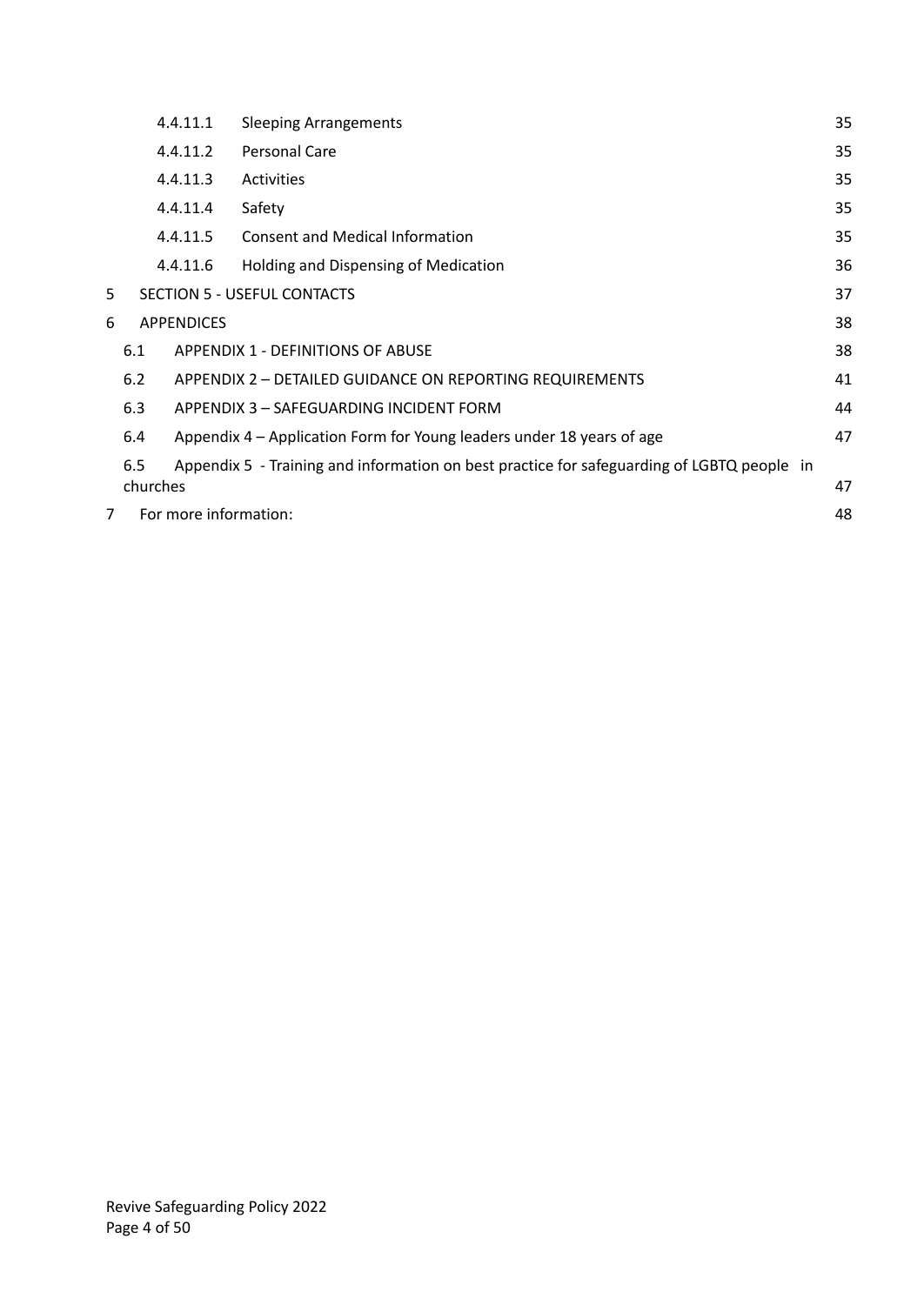| | | |
|---|---|---|
| 4.4.11.1 | Sleeping Arrangements | 35 |
| 4.4.11.2 | Personal Care | 35 |
| 4.4.11.3 | Activities | 35 |
| 4.4.11.4 | Safety | 35 |
| 4.4.11.5 | Consent and Medical Information | 35 |
| 4.4.11.6 | Holding and Dispensing of Medication | 36 |
| 5 | SECTION 5 - USEFUL CONTACTS | 37 |
| 6 | APPENDICES | 38 |
| 6.1 | APPENDIX 1 - DEFINITIONS OF ABUSE | 38 |
| 6.2 | APPENDIX 2 – DETAILED GUIDANCE ON REPORTING REQUIREMENTS | 41 |
| 6.3 | APPENDIX 3 – SAFEGUARDING INCIDENT FORM | 44 |
| 6.4 | Appendix 4 – Application Form for Young leaders under 18 years of age | 47 |
| 6.5 | Appendix 5 - Training and information on best practice for safeguarding of LGBTQ people in churches | 47 |
| 7 | For more information: | 48 |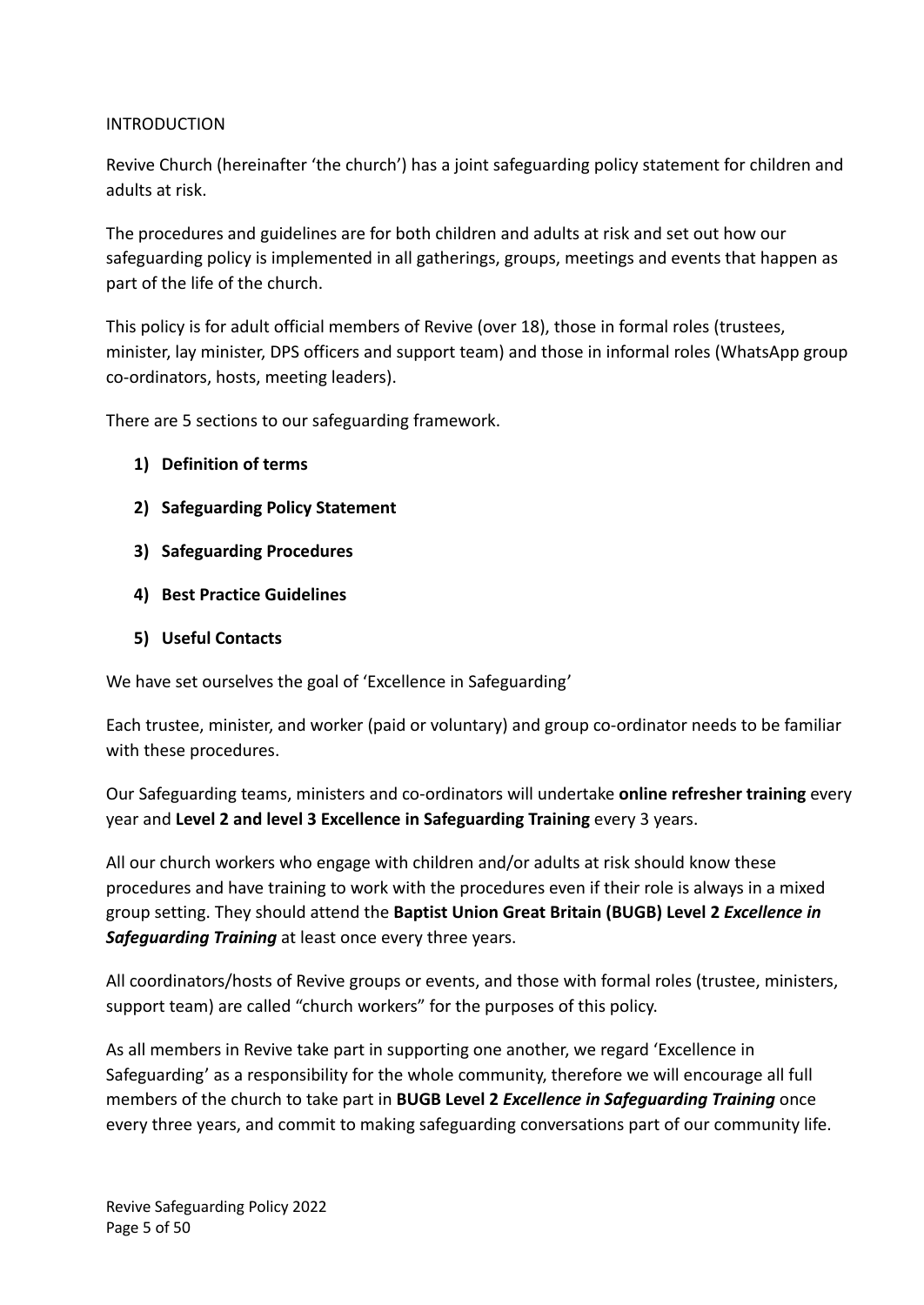## INTRODUCTION

Revive Church (hereinafter 'the church') has a joint safeguarding policy statement for children and adults at risk.

The procedures and guidelines are for both children and adults at risk and set out how our safeguarding policy is implemented in all gatherings, groups, meetings and events that happen as part of the life of the church.

This policy is for adult official members of Revive (over 18), those in formal roles (trustees, minister, lay minister, DPS officers and support team) and those in informal roles (WhatsApp group co-ordinators, hosts, meeting leaders).

There are 5 sections to our safeguarding framework.

1) **Definition of terms**
2) **Safeguarding Policy Statement**
3) **Safeguarding Procedures**
4) **Best Practice Guidelines**
5) **Useful Contacts**

We have set ourselves the goal of 'Excellence in Safeguarding'

Each trustee, minister, and worker (paid or voluntary) and group co-ordinator needs to be familiar with these procedures.

Our Safeguarding teams, ministers and co-ordinators will undertake **online refresher training** every year and **Level 2 and level 3 Excellence in Safeguarding Training** every 3 years.

All our church workers who engage with children and/or adults at risk should know these procedures and have training to work with the procedures even if their role is always in a mixed group setting. They should attend the **Baptist Union Great Britain (BUGB) Level 2 *Excellence in Safeguarding Training*** at least once every three years.

All coordinators/hosts of Revive groups or events, and those with formal roles (trustee, ministers, support team) are called "church workers" for the purposes of this policy.

As all members in Revive take part in supporting one another, we regard 'Excellence in Safeguarding' as a responsibility for the whole community, therefore we will encourage all full members of the church to take part in **BUGB Level 2 *Excellence in Safeguarding Training*** once every three years, and commit to making safeguarding conversations part of our community life.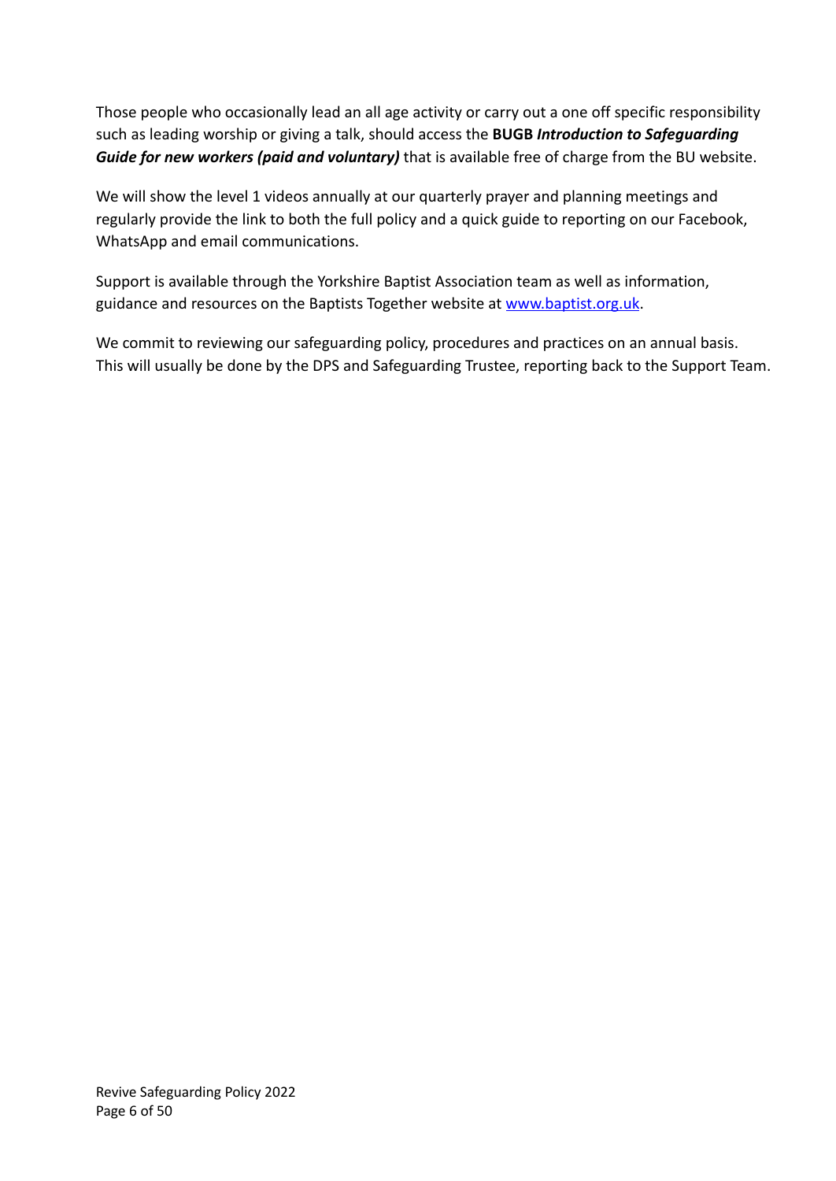Those people who occasionally lead an all age activity or carry out a one off specific responsibility such as leading worship or giving a talk, should access the **BUGB *Introduction to Safeguarding Guide for new workers (paid and voluntary)*** that is available free of charge from the BU website.

We will show the level 1 videos annually at our quarterly prayer and planning meetings and regularly provide the link to both the full policy and a quick guide to reporting on our Facebook, WhatsApp and email communications.

Support is available through the Yorkshire Baptist Association team as well as information, guidance and resources on the Baptists Together website at [www.baptist.org.uk](http://www.baptist.org.uk).

We commit to reviewing our safeguarding policy, procedures and practices on an annual basis. This will usually be done by the DPS and Safeguarding Trustee, reporting back to the Support Team.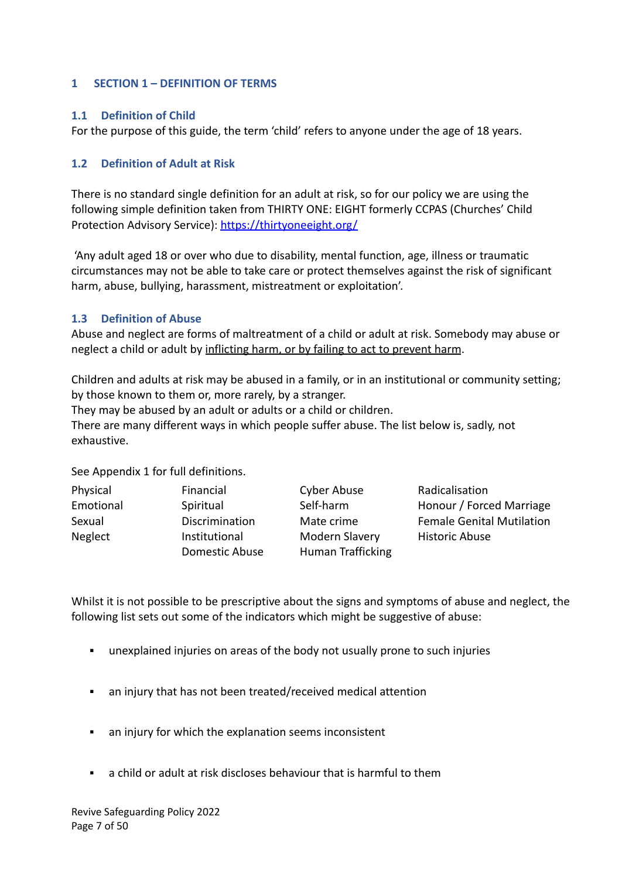# 1 SECTION 1 – DEFINITION OF TERMS

## 1.1 Definition of Child

For the purpose of this guide, the term 'child' refers to anyone under the age of 18 years.

## 1.2 Definition of Adult at Risk

There is no standard single definition for an adult at risk, so for our policy we are using the following simple definition taken from THIRTY ONE: EIGHT formerly CCPAS (Churches' Child Protection Advisory Service): [https://thirtyoneeight.org/](https://thirtyoneeight.org/)

'Any adult aged 18 or over who due to disability, mental function, age, illness or traumatic circumstances may not be able to take care or protect themselves against the risk of significant harm, abuse, bullying, harassment, mistreatment or exploitation'.

## 1.3 Definition of Abuse

Abuse and neglect are forms of maltreatment of a child or adult at risk. Somebody may abuse or neglect a child or adult by <u>inflicting harm, or by failing to act to prevent harm</u>.

Children and adults at risk may be abused in a family, or in an institutional or community setting; by those known to them or, more rarely, by a stranger.
They may be abused by an adult or adults or a child or children.
There are many different ways in which people suffer abuse. The list below is, sadly, not exhaustive.

See Appendix 1 for full definitions.

| | | | |
|---|---|---|---|
| Physical | Financial | Cyber Abuse | Radicalisation |
| Emotional | Spiritual | Self-harm | Honour / Forced Marriage |
| Sexual | Discrimination | Mate crime | Female Genital Mutilation |
| Neglect | Institutional | Modern Slavery | Historic Abuse |
| | Domestic Abuse | Human Trafficking | |

Whilst it is not possible to be prescriptive about the signs and symptoms of abuse and neglect, the following list sets out some of the indicators which might be suggestive of abuse:

- unexplained injuries on areas of the body not usually prone to such injuries
- an injury that has not been treated/received medical attention
- an injury for which the explanation seems inconsistent
- a child or adult at risk discloses behaviour that is harmful to them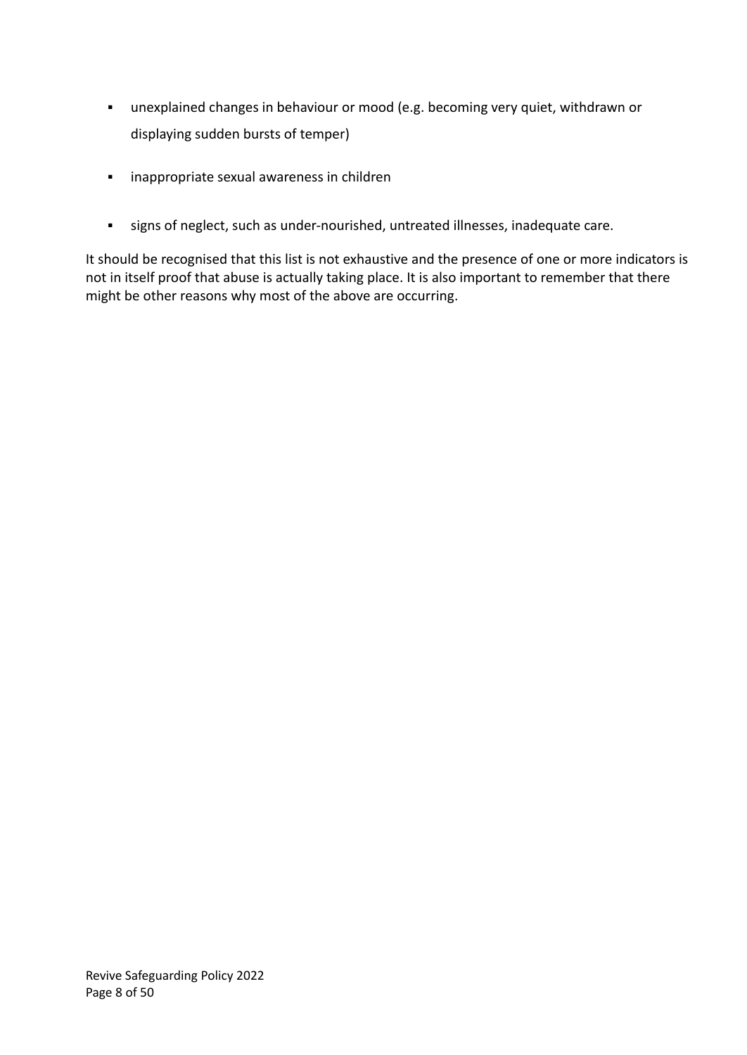- unexplained changes in behaviour or mood (e.g. becoming very quiet, withdrawn or displaying sudden bursts of temper)
- inappropriate sexual awareness in children
- signs of neglect, such as under-nourished, untreated illnesses, inadequate care.

It should be recognised that this list is not exhaustive and the presence of one or more indicators is not in itself proof that abuse is actually taking place. It is also important to remember that there might be other reasons why most of the above are occurring.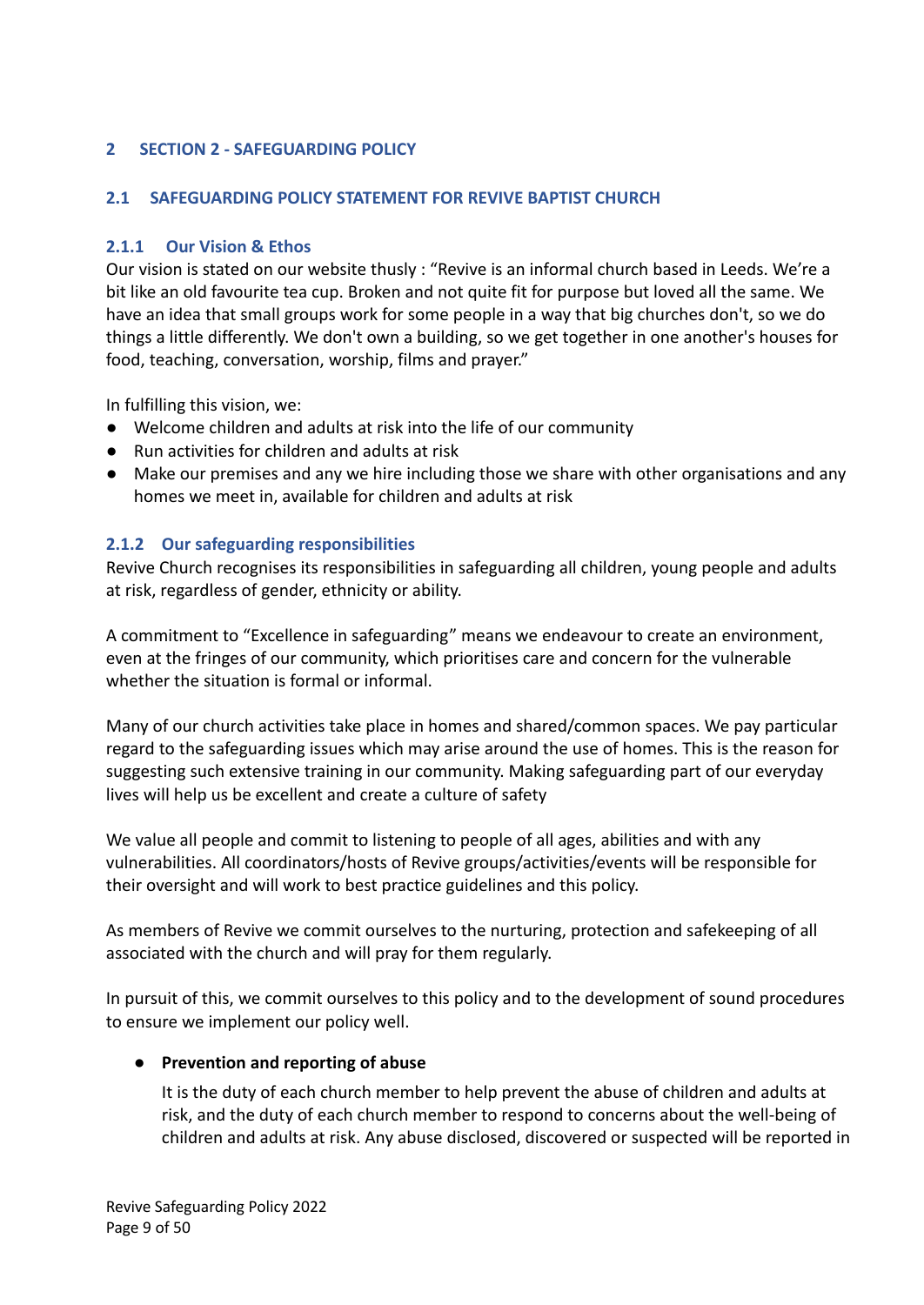## 2 SECTION 2 - SAFEGUARDING POLICY

### 2.1 SAFEGUARDING POLICY STATEMENT FOR REVIVE BAPTIST CHURCH

#### 2.1.1 Our Vision & Ethos

Our vision is stated on our website thusly : "Revive is an informal church based in Leeds. We're a bit like an old favourite tea cup. Broken and not quite fit for purpose but loved all the same. We have an idea that small groups work for some people in a way that big churches don't, so we do things a little differently. We don't own a building, so we get together in one another's houses for food, teaching, conversation, worship, films and prayer."

In fulfilling this vision, we:

- Welcome children and adults at risk into the life of our community
- Run activities for children and adults at risk
- Make our premises and any we hire including those we share with other organisations and any homes we meet in, available for children and adults at risk

#### 2.1.2 Our safeguarding responsibilities

Revive Church recognises its responsibilities in safeguarding all children, young people and adults at risk, regardless of gender, ethnicity or ability.

A commitment to "Excellence in safeguarding" means we endeavour to create an environment, even at the fringes of our community, which prioritises care and concern for the vulnerable whether the situation is formal or informal.

Many of our church activities take place in homes and shared/common spaces. We pay particular regard to the safeguarding issues which may arise around the use of homes. This is the reason for suggesting such extensive training in our community. Making safeguarding part of our everyday lives will help us be excellent and create a culture of safety

We value all people and commit to listening to people of all ages, abilities and with any vulnerabilities. All coordinators/hosts of Revive groups/activities/events will be responsible for their oversight and will work to best practice guidelines and this policy.

As members of Revive we commit ourselves to the nurturing, protection and safekeeping of all associated with the church and will pray for them regularly.

In pursuit of this, we commit ourselves to this policy and to the development of sound procedures to ensure we implement our policy well.

- **Prevention and reporting of abuse**

  It is the duty of each church member to help prevent the abuse of children and adults at risk, and the duty of each church member to respond to concerns about the well-being of children and adults at risk. Any abuse disclosed, discovered or suspected will be reported in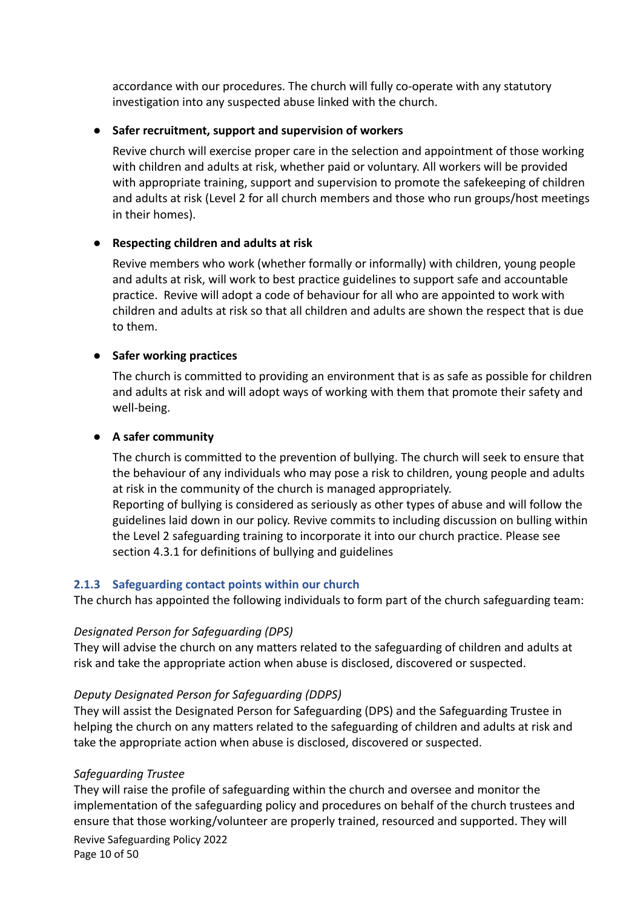accordance with our procedures. The church will fully co-operate with any statutory investigation into any suspected abuse linked with the church.

- **Safer recruitment, support and supervision of workers**

  Revive church will exercise proper care in the selection and appointment of those working with children and adults at risk, whether paid or voluntary. All workers will be provided with appropriate training, support and supervision to promote the safekeeping of children and adults at risk (Level 2 for all church members and those who run groups/host meetings in their homes).

- **Respecting children and adults at risk**

  Revive members who work (whether formally or informally) with children, young people and adults at risk, will work to best practice guidelines to support safe and accountable practice. Revive will adopt a code of behaviour for all who are appointed to work with children and adults at risk so that all children and adults are shown the respect that is due to them.

- **Safer working practices**

  The church is committed to providing an environment that is as safe as possible for children and adults at risk and will adopt ways of working with them that promote their safety and well-being.

- **A safer community**

  The church is committed to the prevention of bullying. The church will seek to ensure that the behaviour of any individuals who may pose a risk to children, young people and adults at risk in the community of the church is managed appropriately.
  Reporting of bullying is considered as seriously as other types of abuse and will follow the guidelines laid down in our policy. Revive commits to including discussion on bulling within the Level 2 safeguarding training to incorporate it into our church practice. Please see section 4.3.1 for definitions of bullying and guidelines

### 2.1.3 Safeguarding contact points within our church

The church has appointed the following individuals to form part of the church safeguarding team:

*Designated Person for Safeguarding (DPS)*

They will advise the church on any matters related to the safeguarding of children and adults at risk and take the appropriate action when abuse is disclosed, discovered or suspected.

*Deputy Designated Person for Safeguarding (DDPS)*

They will assist the Designated Person for Safeguarding (DPS) and the Safeguarding Trustee in helping the church on any matters related to the safeguarding of children and adults at risk and take the appropriate action when abuse is disclosed, discovered or suspected.

*Safeguarding Trustee*

They will raise the profile of safeguarding within the church and oversee and monitor the implementation of the safeguarding policy and procedures on behalf of the church trustees and ensure that those working/volunteer are properly trained, resourced and supported. They will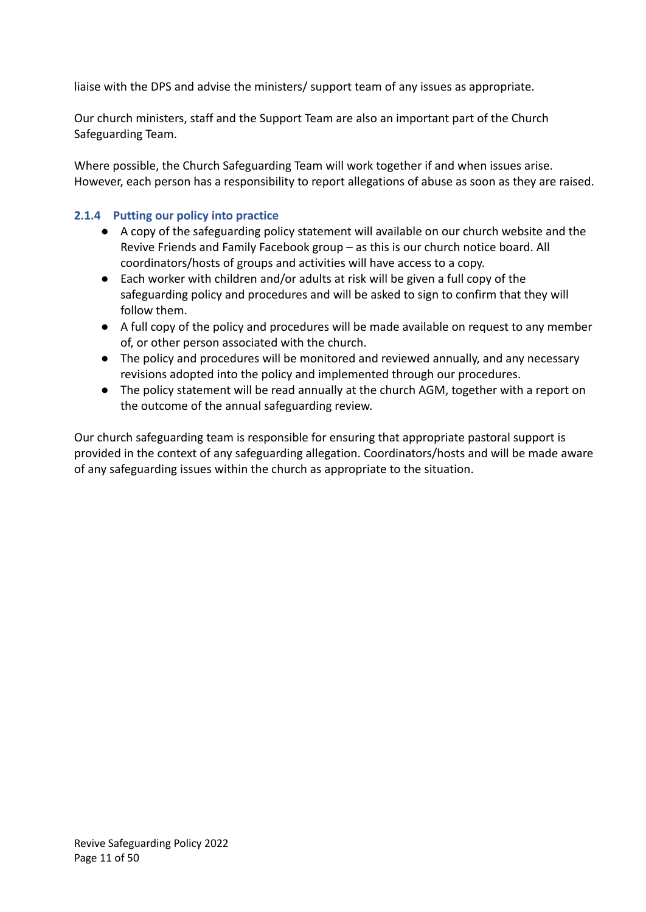liaise with the DPS and advise the ministers/ support team of any issues as appropriate.

Our church ministers, staff and the Support Team are also an important part of the Church Safeguarding Team.

Where possible, the Church Safeguarding Team will work together if and when issues arise. However, each person has a responsibility to report allegations of abuse as soon as they are raised.

#### 2.1.4 Putting our policy into practice

- A copy of the safeguarding policy statement will available on our church website and the Revive Friends and Family Facebook group – as this is our church notice board. All coordinators/hosts of groups and activities will have access to a copy.
- Each worker with children and/or adults at risk will be given a full copy of the safeguarding policy and procedures and will be asked to sign to confirm that they will follow them.
- A full copy of the policy and procedures will be made available on request to any member of, or other person associated with the church.
- The policy and procedures will be monitored and reviewed annually, and any necessary revisions adopted into the policy and implemented through our procedures.
- The policy statement will be read annually at the church AGM, together with a report on the outcome of the annual safeguarding review.

Our church safeguarding team is responsible for ensuring that appropriate pastoral support is provided in the context of any safeguarding allegation. Coordinators/hosts and will be made aware of any safeguarding issues within the church as appropriate to the situation.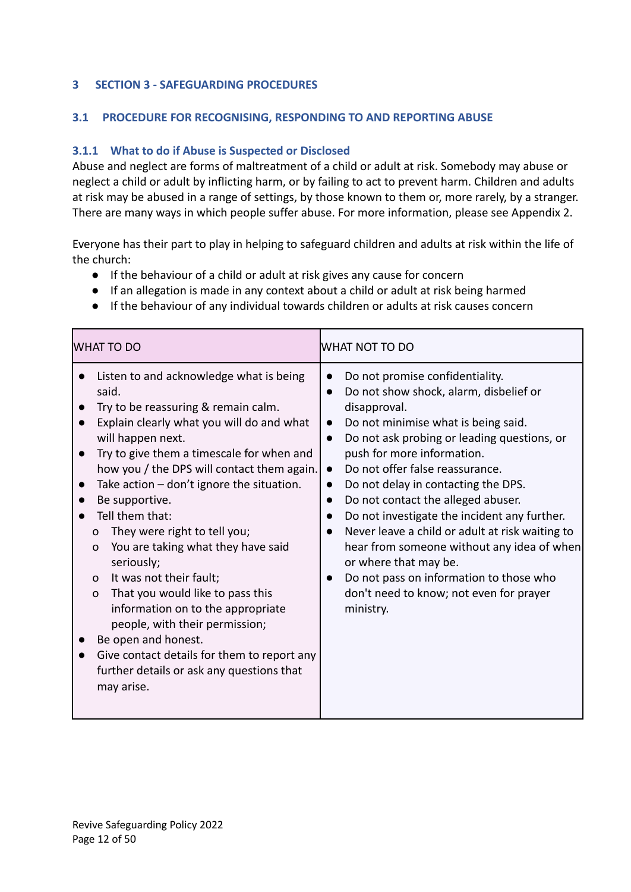# 3 SECTION 3 - SAFEGUARDING PROCEDURES

## 3.1 PROCEDURE FOR RECOGNISING, RESPONDING TO AND REPORTING ABUSE

### 3.1.1 What to do if Abuse is Suspected or Disclosed

Abuse and neglect are forms of maltreatment of a child or adult at risk. Somebody may abuse or neglect a child or adult by inflicting harm, or by failing to act to prevent harm. Children and adults at risk may be abused in a range of settings, by those known to them or, more rarely, by a stranger. There are many ways in which people suffer abuse. For more information, please see Appendix 2.

Everyone has their part to play in helping to safeguard children and adults at risk within the life of the church:

- If the behaviour of a child or adult at risk gives any cause for concern
- If an allegation is made in any context about a child or adult at risk being harmed
- If the behaviour of any individual towards children or adults at risk causes concern

| WHAT TO DO | WHAT NOT TO DO |
| --- | --- |
| • Listen to and acknowledge what is being said.<br>• Try to be reassuring & remain calm.<br>• Explain clearly what you will do and what will happen next.<br>• Try to give them a timescale for when and how you / the DPS will contact them again.<br>• Take action – don't ignore the situation.<br>• Be supportive.<br>• Tell them that:<br>&nbsp;&nbsp;o They were right to tell you;<br>&nbsp;&nbsp;o You are taking what they have said seriously;<br>&nbsp;&nbsp;o It was not their fault;<br>&nbsp;&nbsp;o That you would like to pass this information on to the appropriate people, with their permission;<br>• Be open and honest.<br>• Give contact details for them to report any further details or ask any questions that may arise. | • Do not promise confidentiality.<br>• Do not show shock, alarm, disbelief or disapproval.<br>• Do not minimise what is being said.<br>• Do not ask probing or leading questions, or push for more information.<br>• Do not offer false reassurance.<br>• Do not delay in contacting the DPS.<br>• Do not contact the alleged abuser.<br>• Do not investigate the incident any further.<br>• Never leave a child or adult at risk waiting to hear from someone without any idea of when or where that may be.<br>• Do not pass on information to those who don't need to know; not even for prayer ministry. |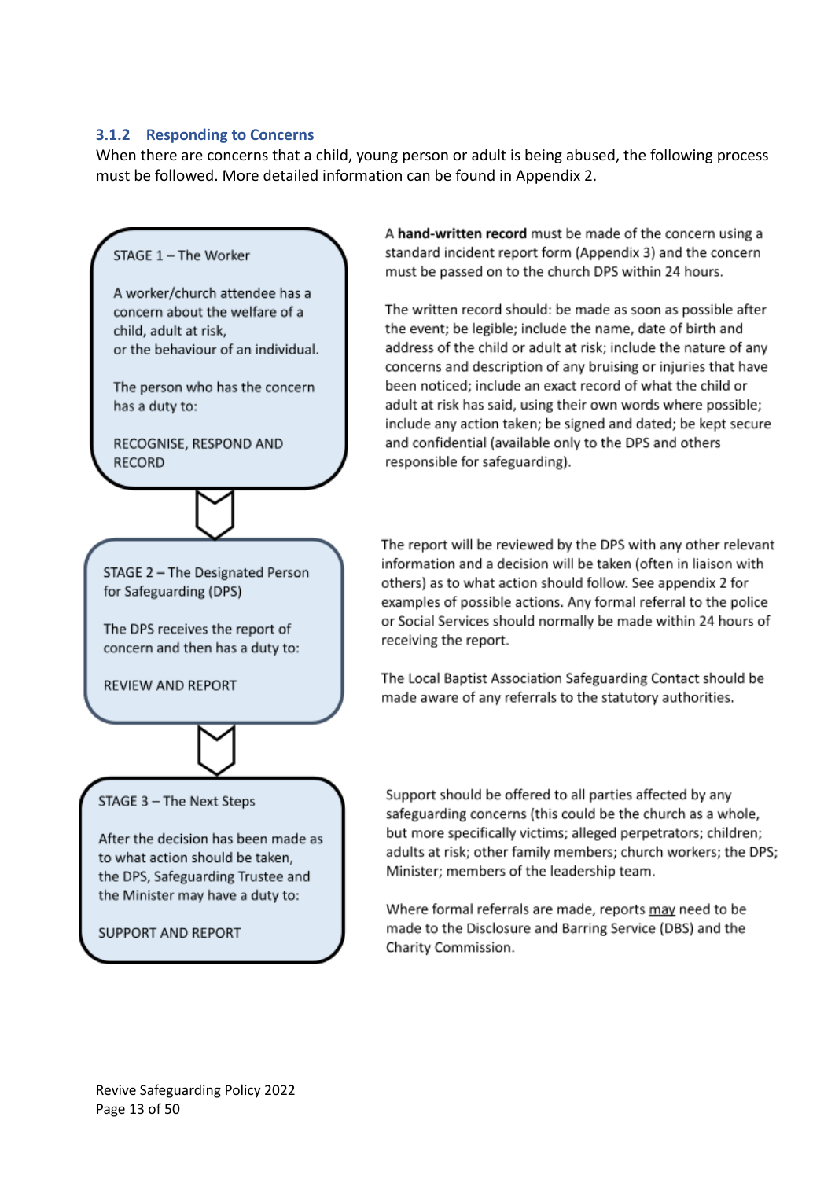### 3.1.2 Responding to Concerns

When there are concerns that a child, young person or adult is being abused, the following process must be followed. More detailed information can be found in Appendix 2.

**STAGE 1 – The Worker**

A worker/church attendee has a concern about the welfare of a child, adult at risk, or the behaviour of an individual.

The person who has the concern has a duty to:

RECOGNISE, RESPOND AND RECORD

A **hand-written record** must be made of the concern using a standard incident report form (Appendix 3) and the concern must be passed on to the church DPS within 24 hours.

The written record should: be made as soon as possible after the event; be legible; include the name, date of birth and address of the child or adult at risk; include the nature of any concerns and description of any bruising or injuries that have been noticed; include an exact record of what the child or adult at risk has said, using their own words where possible; include any action taken; be signed and dated; be kept secure and confidential (available only to the DPS and others responsible for safeguarding).

**STAGE 2 – The Designated Person for Safeguarding (DPS)**

The DPS receives the report of concern and then has a duty to:

REVIEW AND REPORT

The report will be reviewed by the DPS with any other relevant information and a decision will be taken (often in liaison with others) as to what action should follow. See appendix 2 for examples of possible actions. Any formal referral to the police or Social Services should normally be made within 24 hours of receiving the report.

The Local Baptist Association Safeguarding Contact should be made aware of any referrals to the statutory authorities.

**STAGE 3 – The Next Steps**

After the decision has been made as to what action should be taken, the DPS, Safeguarding Trustee and the Minister may have a duty to:

SUPPORT AND REPORT

Support should be offered to all parties affected by any safeguarding concerns (this could be the church as a whole, but more specifically victims; alleged perpetrators; children; adults at risk; other family members; church workers; the DPS; Minister; members of the leadership team.

Where formal referrals are made, reports <u>may</u> need to be made to the Disclosure and Barring Service (DBS) and the Charity Commission.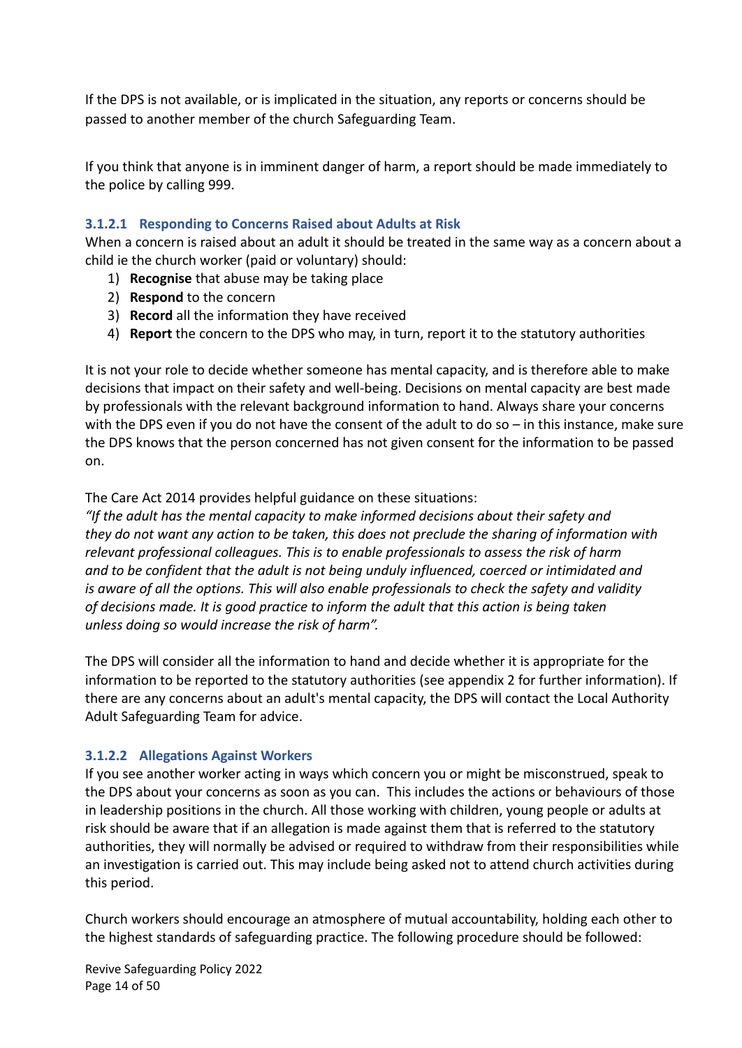If the DPS is not available, or is implicated in the situation, any reports or concerns should be passed to another member of the church Safeguarding Team.

If you think that anyone is in imminent danger of harm, a report should be made immediately to the police by calling 999.

#### 3.1.2.1 Responding to Concerns Raised about Adults at Risk

When a concern is raised about an adult it should be treated in the same way as a concern about a child ie the church worker (paid or voluntary) should:

1) **Recognise** that abuse may be taking place
2) **Respond** to the concern
3) **Record** all the information they have received
4) **Report** the concern to the DPS who may, in turn, report it to the statutory authorities

It is not your role to decide whether someone has mental capacity, and is therefore able to make decisions that impact on their safety and well-being. Decisions on mental capacity are best made by professionals with the relevant background information to hand. Always share your concerns with the DPS even if you do not have the consent of the adult to do so – in this instance, make sure the DPS knows that the person concerned has not given consent for the information to be passed on.

The Care Act 2014 provides helpful guidance on these situations:
*"If the adult has the mental capacity to make informed decisions about their safety and they do not want any action to be taken, this does not preclude the sharing of information with relevant professional colleagues. This is to enable professionals to assess the risk of harm and to be confident that the adult is not being unduly influenced, coerced or intimidated and is aware of all the options. This will also enable professionals to check the safety and validity of decisions made. It is good practice to inform the adult that this action is being taken unless doing so would increase the risk of harm".*

The DPS will consider all the information to hand and decide whether it is appropriate for the information to be reported to the statutory authorities (see appendix 2 for further information). If there are any concerns about an adult's mental capacity, the DPS will contact the Local Authority Adult Safeguarding Team for advice.

#### 3.1.2.2 Allegations Against Workers

If you see another worker acting in ways which concern you or might be misconstrued, speak to the DPS about your concerns as soon as you can. This includes the actions or behaviours of those in leadership positions in the church. All those working with children, young people or adults at risk should be aware that if an allegation is made against them that is referred to the statutory authorities, they will normally be advised or required to withdraw from their responsibilities while an investigation is carried out. This may include being asked not to attend church activities during this period.

Church workers should encourage an atmosphere of mutual accountability, holding each other to the highest standards of safeguarding practice. The following procedure should be followed: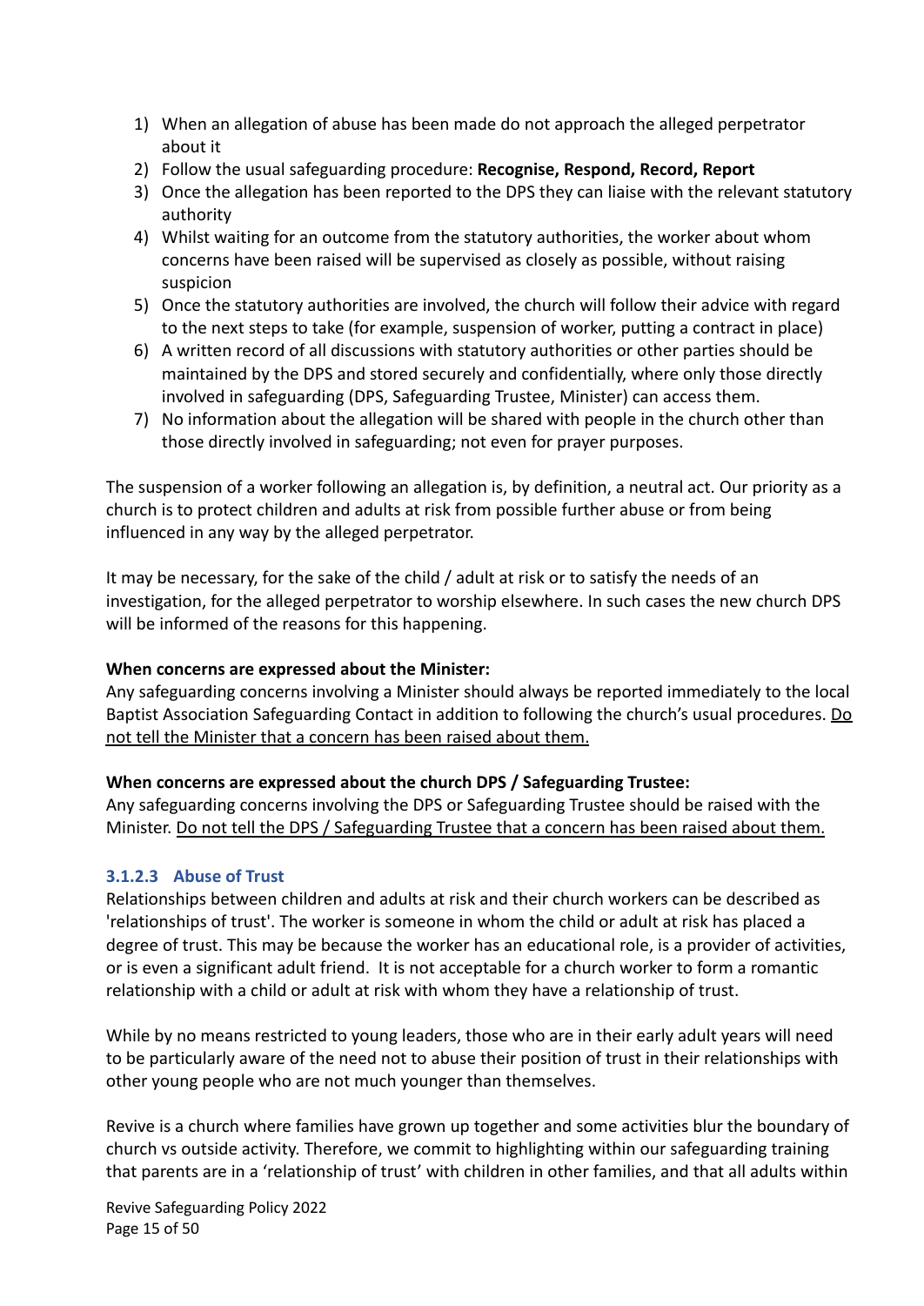1) When an allegation of abuse has been made do not approach the alleged perpetrator about it
2) Follow the usual safeguarding procedure: **Recognise, Respond, Record, Report**
3) Once the allegation has been reported to the DPS they can liaise with the relevant statutory authority
4) Whilst waiting for an outcome from the statutory authorities, the worker about whom concerns have been raised will be supervised as closely as possible, without raising suspicion
5) Once the statutory authorities are involved, the church will follow their advice with regard to the next steps to take (for example, suspension of worker, putting a contract in place)
6) A written record of all discussions with statutory authorities or other parties should be maintained by the DPS and stored securely and confidentially, where only those directly involved in safeguarding (DPS, Safeguarding Trustee, Minister) can access them.
7) No information about the allegation will be shared with people in the church other than those directly involved in safeguarding; not even for prayer purposes.

The suspension of a worker following an allegation is, by definition, a neutral act. Our priority as a church is to protect children and adults at risk from possible further abuse or from being influenced in any way by the alleged perpetrator.

It may be necessary, for the sake of the child / adult at risk or to satisfy the needs of an investigation, for the alleged perpetrator to worship elsewhere. In such cases the new church DPS will be informed of the reasons for this happening.

**When concerns are expressed about the Minister:**
Any safeguarding concerns involving a Minister should always be reported immediately to the local Baptist Association Safeguarding Contact in addition to following the church's usual procedures. <u>Do not tell the Minister that a concern has been raised about them.</u>

**When concerns are expressed about the church DPS / Safeguarding Trustee:**
Any safeguarding concerns involving the DPS or Safeguarding Trustee should be raised with the Minister. <u>Do not tell the DPS / Safeguarding Trustee that a concern has been raised about them.</u>

#### 3.1.2.3 Abuse of Trust

Relationships between children and adults at risk and their church workers can be described as 'relationships of trust'. The worker is someone in whom the child or adult at risk has placed a degree of trust. This may be because the worker has an educational role, is a provider of activities, or is even a significant adult friend. It is not acceptable for a church worker to form a romantic relationship with a child or adult at risk with whom they have a relationship of trust.

While by no means restricted to young leaders, those who are in their early adult years will need to be particularly aware of the need not to abuse their position of trust in their relationships with other young people who are not much younger than themselves.

Revive is a church where families have grown up together and some activities blur the boundary of church vs outside activity. Therefore, we commit to highlighting within our safeguarding training that parents are in a 'relationship of trust' with children in other families, and that all adults within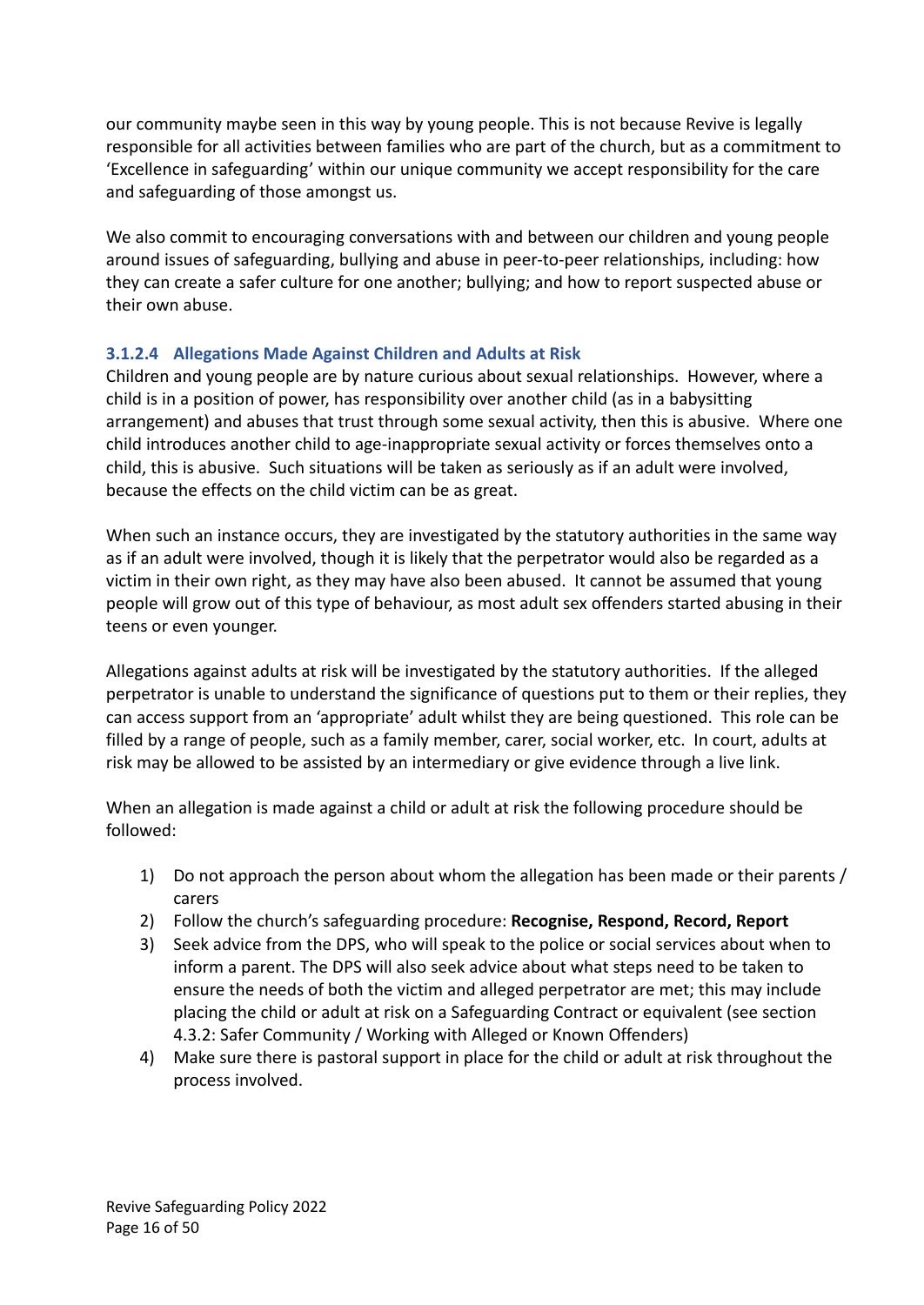our community maybe seen in this way by young people. This is not because Revive is legally responsible for all activities between families who are part of the church, but as a commitment to 'Excellence in safeguarding' within our unique community we accept responsibility for the care and safeguarding of those amongst us.

We also commit to encouraging conversations with and between our children and young people around issues of safeguarding, bullying and abuse in peer-to-peer relationships, including: how they can create a safer culture for one another; bullying; and how to report suspected abuse or their own abuse.

#### 3.1.2.4 Allegations Made Against Children and Adults at Risk

Children and young people are by nature curious about sexual relationships. However, where a child is in a position of power, has responsibility over another child (as in a babysitting arrangement) and abuses that trust through some sexual activity, then this is abusive. Where one child introduces another child to age-inappropriate sexual activity or forces themselves onto a child, this is abusive. Such situations will be taken as seriously as if an adult were involved, because the effects on the child victim can be as great.

When such an instance occurs, they are investigated by the statutory authorities in the same way as if an adult were involved, though it is likely that the perpetrator would also be regarded as a victim in their own right, as they may have also been abused. It cannot be assumed that young people will grow out of this type of behaviour, as most adult sex offenders started abusing in their teens or even younger.

Allegations against adults at risk will be investigated by the statutory authorities. If the alleged perpetrator is unable to understand the significance of questions put to them or their replies, they can access support from an 'appropriate' adult whilst they are being questioned. This role can be filled by a range of people, such as a family member, carer, social worker, etc. In court, adults at risk may be allowed to be assisted by an intermediary or give evidence through a live link.

When an allegation is made against a child or adult at risk the following procedure should be followed:

1) Do not approach the person about whom the allegation has been made or their parents / carers
2) Follow the church's safeguarding procedure: **Recognise, Respond, Record, Report**
3) Seek advice from the DPS, who will speak to the police or social services about when to inform a parent. The DPS will also seek advice about what steps need to be taken to ensure the needs of both the victim and alleged perpetrator are met; this may include placing the child or adult at risk on a Safeguarding Contract or equivalent (see section 4.3.2: Safer Community / Working with Alleged or Known Offenders)
4) Make sure there is pastoral support in place for the child or adult at risk throughout the process involved.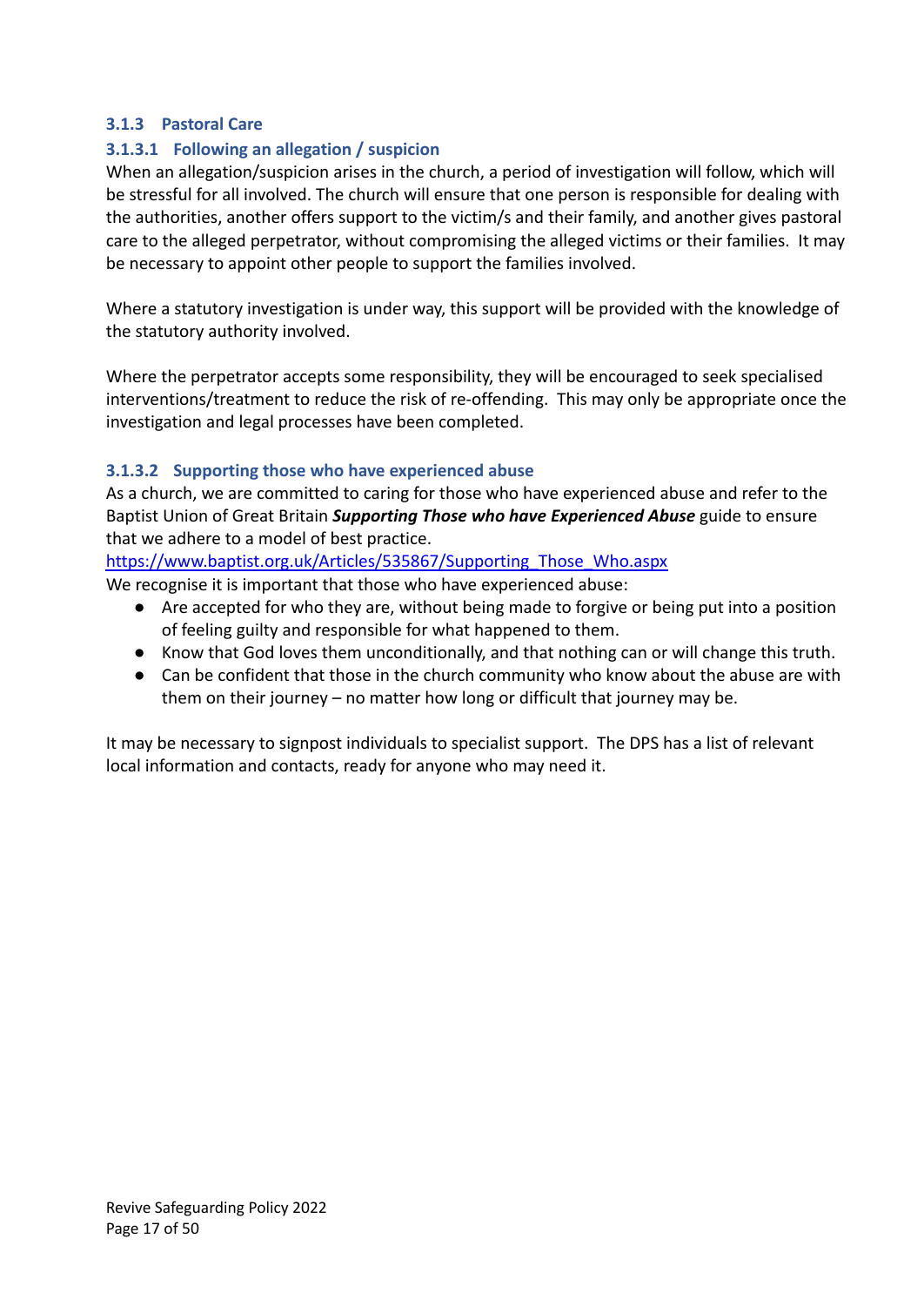### 3.1.3 Pastoral Care

#### 3.1.3.1 Following an allegation / suspicion

When an allegation/suspicion arises in the church, a period of investigation will follow, which will be stressful for all involved. The church will ensure that one person is responsible for dealing with the authorities, another offers support to the victim/s and their family, and another gives pastoral care to the alleged perpetrator, without compromising the alleged victims or their families. It may be necessary to appoint other people to support the families involved.

Where a statutory investigation is under way, this support will be provided with the knowledge of the statutory authority involved.

Where the perpetrator accepts some responsibility, they will be encouraged to seek specialised interventions/treatment to reduce the risk of re-offending. This may only be appropriate once the investigation and legal processes have been completed.

#### 3.1.3.2 Supporting those who have experienced abuse

As a church, we are committed to caring for those who have experienced abuse and refer to the Baptist Union of Great Britain ***Supporting Those who have Experienced Abuse*** guide to ensure that we adhere to a model of best practice.
[https://www.baptist.org.uk/Articles/535867/Supporting_Those_Who.aspx](https://www.baptist.org.uk/Articles/535867/Supporting_Those_Who.aspx)

We recognise it is important that those who have experienced abuse:

- Are accepted for who they are, without being made to forgive or being put into a position of feeling guilty and responsible for what happened to them.
- Know that God loves them unconditionally, and that nothing can or will change this truth.
- Can be confident that those in the church community who know about the abuse are with them on their journey – no matter how long or difficult that journey may be.

It may be necessary to signpost individuals to specialist support. The DPS has a list of relevant local information and contacts, ready for anyone who may need it.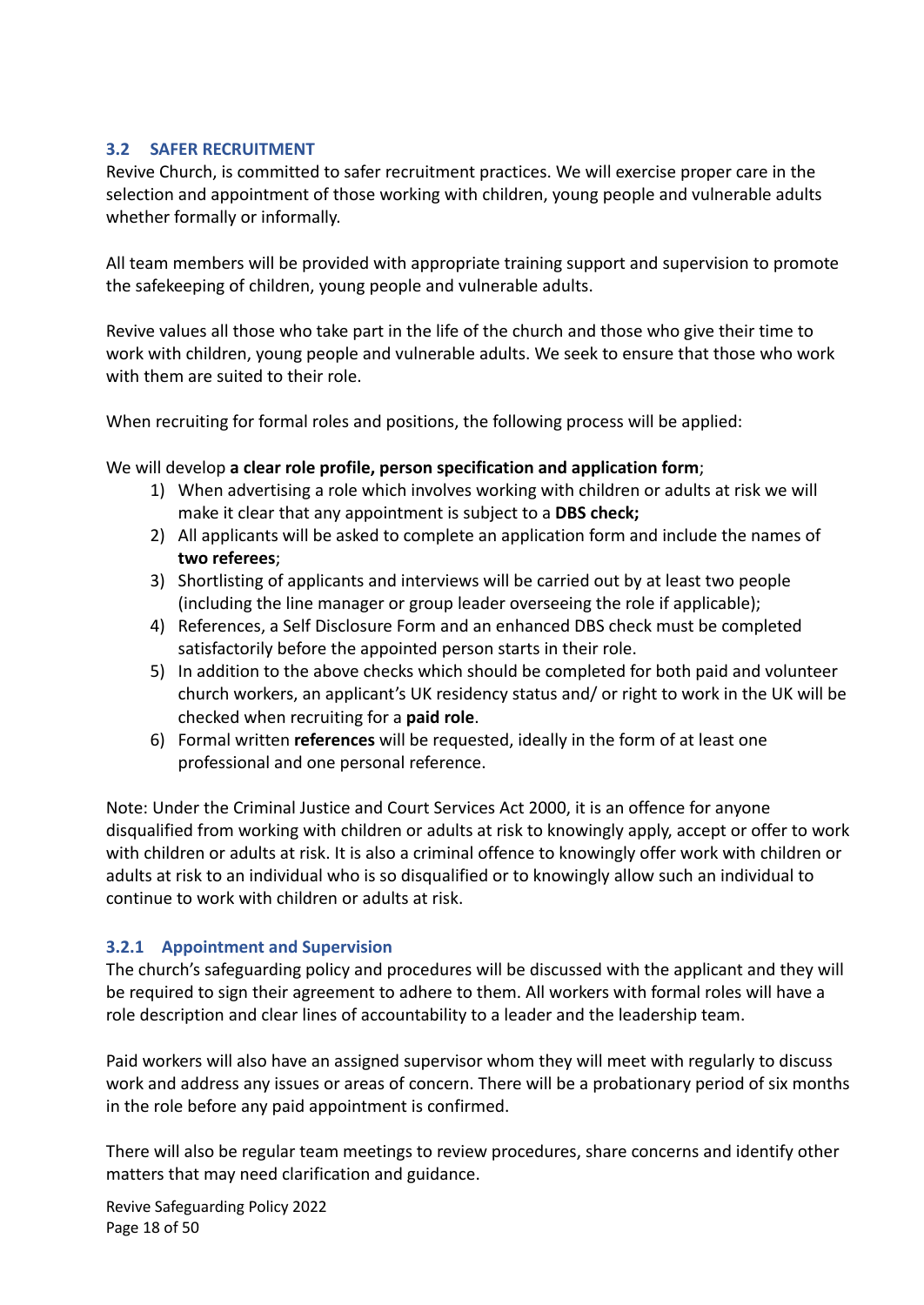### 3.2 SAFER RECRUITMENT

Revive Church, is committed to safer recruitment practices. We will exercise proper care in the selection and appointment of those working with children, young people and vulnerable adults whether formally or informally.

All team members will be provided with appropriate training support and supervision to promote the safekeeping of children, young people and vulnerable adults.

Revive values all those who take part in the life of the church and those who give their time to work with children, young people and vulnerable adults. We seek to ensure that those who work with them are suited to their role.

When recruiting for formal roles and positions, the following process will be applied:

We will develop **a clear role profile, person specification and application form**;

1) When advertising a role which involves working with children or adults at risk we will make it clear that any appointment is subject to a **DBS check;**
2) All applicants will be asked to complete an application form and include the names of **two referees**;
3) Shortlisting of applicants and interviews will be carried out by at least two people (including the line manager or group leader overseeing the role if applicable);
4) References, a Self Disclosure Form and an enhanced DBS check must be completed satisfactorily before the appointed person starts in their role.
5) In addition to the above checks which should be completed for both paid and volunteer church workers, an applicant's UK residency status and/ or right to work in the UK will be checked when recruiting for a **paid role**.
6) Formal written **references** will be requested, ideally in the form of at least one professional and one personal reference.

Note: Under the Criminal Justice and Court Services Act 2000, it is an offence for anyone disqualified from working with children or adults at risk to knowingly apply, accept or offer to work with children or adults at risk. It is also a criminal offence to knowingly offer work with children or adults at risk to an individual who is so disqualified or to knowingly allow such an individual to continue to work with children or adults at risk.

#### 3.2.1 Appointment and Supervision

The church's safeguarding policy and procedures will be discussed with the applicant and they will be required to sign their agreement to adhere to them. All workers with formal roles will have a role description and clear lines of accountability to a leader and the leadership team.

Paid workers will also have an assigned supervisor whom they will meet with regularly to discuss work and address any issues or areas of concern. There will be a probationary period of six months in the role before any paid appointment is confirmed.

There will also be regular team meetings to review procedures, share concerns and identify other matters that may need clarification and guidance.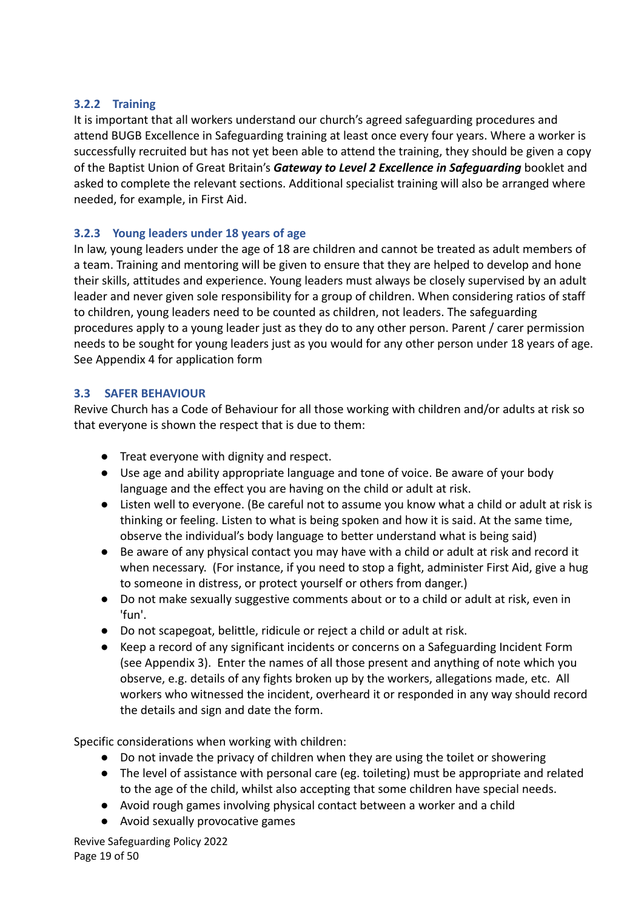### 3.2.2 Training

It is important that all workers understand our church's agreed safeguarding procedures and attend BUGB Excellence in Safeguarding training at least once every four years. Where a worker is successfully recruited but has not yet been able to attend the training, they should be given a copy of the Baptist Union of Great Britain's ***Gateway to Level 2 Excellence in Safeguarding*** booklet and asked to complete the relevant sections. Additional specialist training will also be arranged where needed, for example, in First Aid.

### 3.2.3 Young leaders under 18 years of age

In law, young leaders under the age of 18 are children and cannot be treated as adult members of a team. Training and mentoring will be given to ensure that they are helped to develop and hone their skills, attitudes and experience. Young leaders must always be closely supervised by an adult leader and never given sole responsibility for a group of children. When considering ratios of staff to children, young leaders need to be counted as children, not leaders. The safeguarding procedures apply to a young leader just as they do to any other person. Parent / carer permission needs to be sought for young leaders just as you would for any other person under 18 years of age. See Appendix 4 for application form

## 3.3 SAFER BEHAVIOUR

Revive Church has a Code of Behaviour for all those working with children and/or adults at risk so that everyone is shown the respect that is due to them:

- Treat everyone with dignity and respect.
- Use age and ability appropriate language and tone of voice. Be aware of your body language and the effect you are having on the child or adult at risk.
- Listen well to everyone. (Be careful not to assume you know what a child or adult at risk is thinking or feeling. Listen to what is being spoken and how it is said. At the same time, observe the individual's body language to better understand what is being said)
- Be aware of any physical contact you may have with a child or adult at risk and record it when necessary. (For instance, if you need to stop a fight, administer First Aid, give a hug to someone in distress, or protect yourself or others from danger.)
- Do not make sexually suggestive comments about or to a child or adult at risk, even in 'fun'.
- Do not scapegoat, belittle, ridicule or reject a child or adult at risk.
- Keep a record of any significant incidents or concerns on a Safeguarding Incident Form (see Appendix 3). Enter the names of all those present and anything of note which you observe, e.g. details of any fights broken up by the workers, allegations made, etc. All workers who witnessed the incident, overheard it or responded in any way should record the details and sign and date the form.

Specific considerations when working with children:

- Do not invade the privacy of children when they are using the toilet or showering
- The level of assistance with personal care (eg. toileting) must be appropriate and related to the age of the child, whilst also accepting that some children have special needs.
- Avoid rough games involving physical contact between a worker and a child
- Avoid sexually provocative games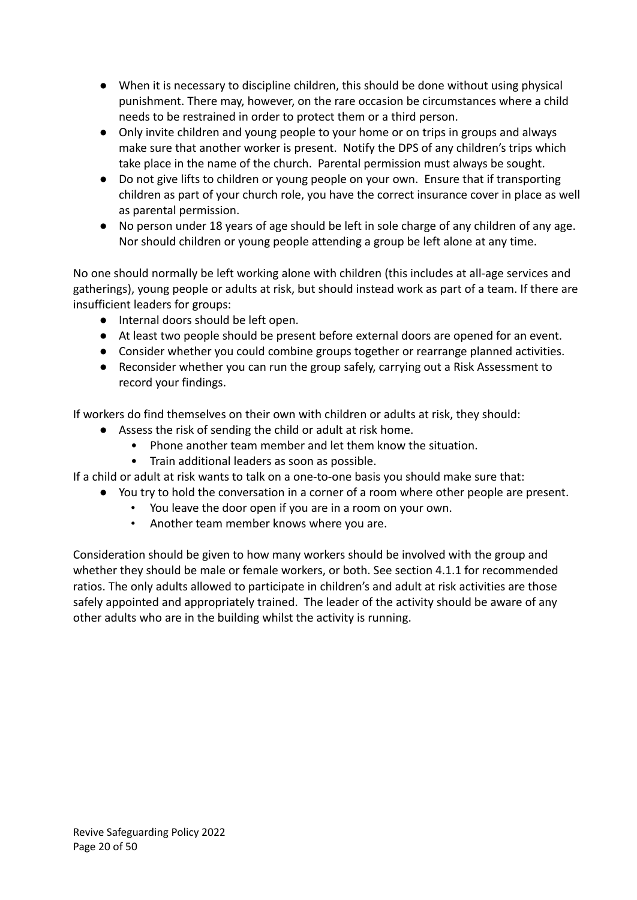- When it is necessary to discipline children, this should be done without using physical punishment. There may, however, on the rare occasion be circumstances where a child needs to be restrained in order to protect them or a third person.
- Only invite children and young people to your home or on trips in groups and always make sure that another worker is present. Notify the DPS of any children's trips which take place in the name of the church. Parental permission must always be sought.
- Do not give lifts to children or young people on your own. Ensure that if transporting children as part of your church role, you have the correct insurance cover in place as well as parental permission.
- No person under 18 years of age should be left in sole charge of any children of any age. Nor should children or young people attending a group be left alone at any time.

No one should normally be left working alone with children (this includes at all-age services and gatherings), young people or adults at risk, but should instead work as part of a team. If there are insufficient leaders for groups:

- Internal doors should be left open.
- At least two people should be present before external doors are opened for an event.
- Consider whether you could combine groups together or rearrange planned activities.
- Reconsider whether you can run the group safely, carrying out a Risk Assessment to record your findings.

If workers do find themselves on their own with children or adults at risk, they should:

- Assess the risk of sending the child or adult at risk home.
  - Phone another team member and let them know the situation.
  - Train additional leaders as soon as possible.

If a child or adult at risk wants to talk on a one-to-one basis you should make sure that:

- You try to hold the conversation in a corner of a room where other people are present.
  - You leave the door open if you are in a room on your own.
  - Another team member knows where you are.

Consideration should be given to how many workers should be involved with the group and whether they should be male or female workers, or both. See section 4.1.1 for recommended ratios. The only adults allowed to participate in children's and adult at risk activities are those safely appointed and appropriately trained. The leader of the activity should be aware of any other adults who are in the building whilst the activity is running.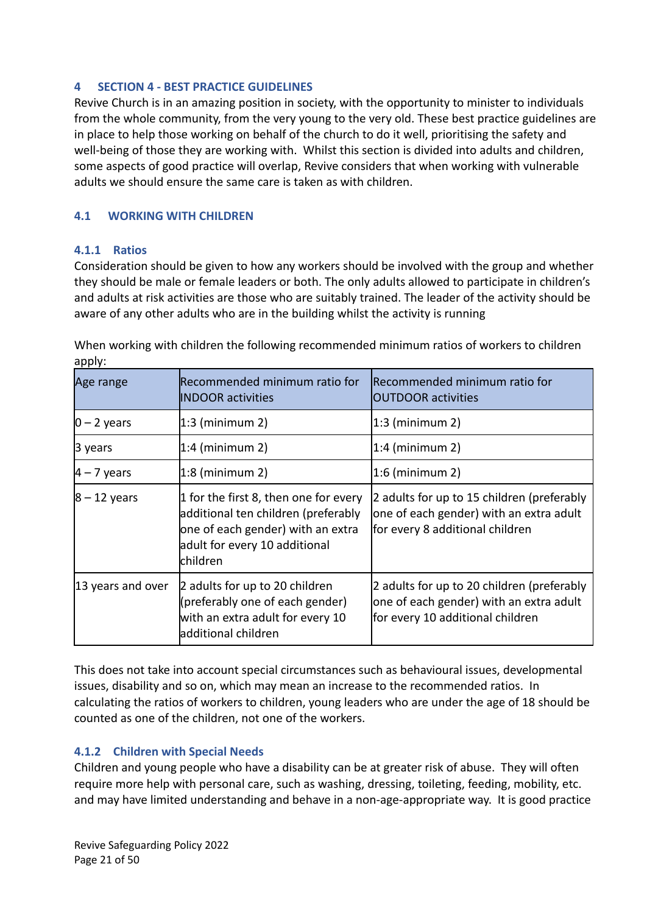## 4 SECTION 4 - BEST PRACTICE GUIDELINES

Revive Church is in an amazing position in society, with the opportunity to minister to individuals from the whole community, from the very young to the very old. These best practice guidelines are in place to help those working on behalf of the church to do it well, prioritising the safety and well-being of those they are working with. Whilst this section is divided into adults and children, some aspects of good practice will overlap, Revive considers that when working with vulnerable adults we should ensure the same care is taken as with children.

### 4.1 WORKING WITH CHILDREN

#### 4.1.1 Ratios

Consideration should be given to how any workers should be involved with the group and whether they should be male or female leaders or both. The only adults allowed to participate in children's and adults at risk activities are those who are suitably trained. The leader of the activity should be aware of any other adults who are in the building whilst the activity is running

When working with children the following recommended minimum ratios of workers to children apply:

| Age range | Recommended minimum ratio for INDOOR activities | Recommended minimum ratio for OUTDOOR activities |
|---|---|---|
| 0 – 2 years | 1:3 (minimum 2) | 1:3 (minimum 2) |
| 3 years | 1:4 (minimum 2) | 1:4 (minimum 2) |
| 4 – 7 years | 1:8 (minimum 2) | 1:6 (minimum 2) |
| 8 – 12 years | 1 for the first 8, then one for every additional ten children (preferably one of each gender) with an extra adult for every 10 additional children | 2 adults for up to 15 children (preferably one of each gender) with an extra adult for every 8 additional children |
| 13 years and over | 2 adults for up to 20 children (preferably one of each gender) with an extra adult for every 10 additional children | 2 adults for up to 20 children (preferably one of each gender) with an extra adult for every 10 additional children |

This does not take into account special circumstances such as behavioural issues, developmental issues, disability and so on, which may mean an increase to the recommended ratios. In calculating the ratios of workers to children, young leaders who are under the age of 18 should be counted as one of the children, not one of the workers.

#### 4.1.2 Children with Special Needs

Children and young people who have a disability can be at greater risk of abuse. They will often require more help with personal care, such as washing, dressing, toileting, feeding, mobility, etc. and may have limited understanding and behave in a non-age-appropriate way. It is good practice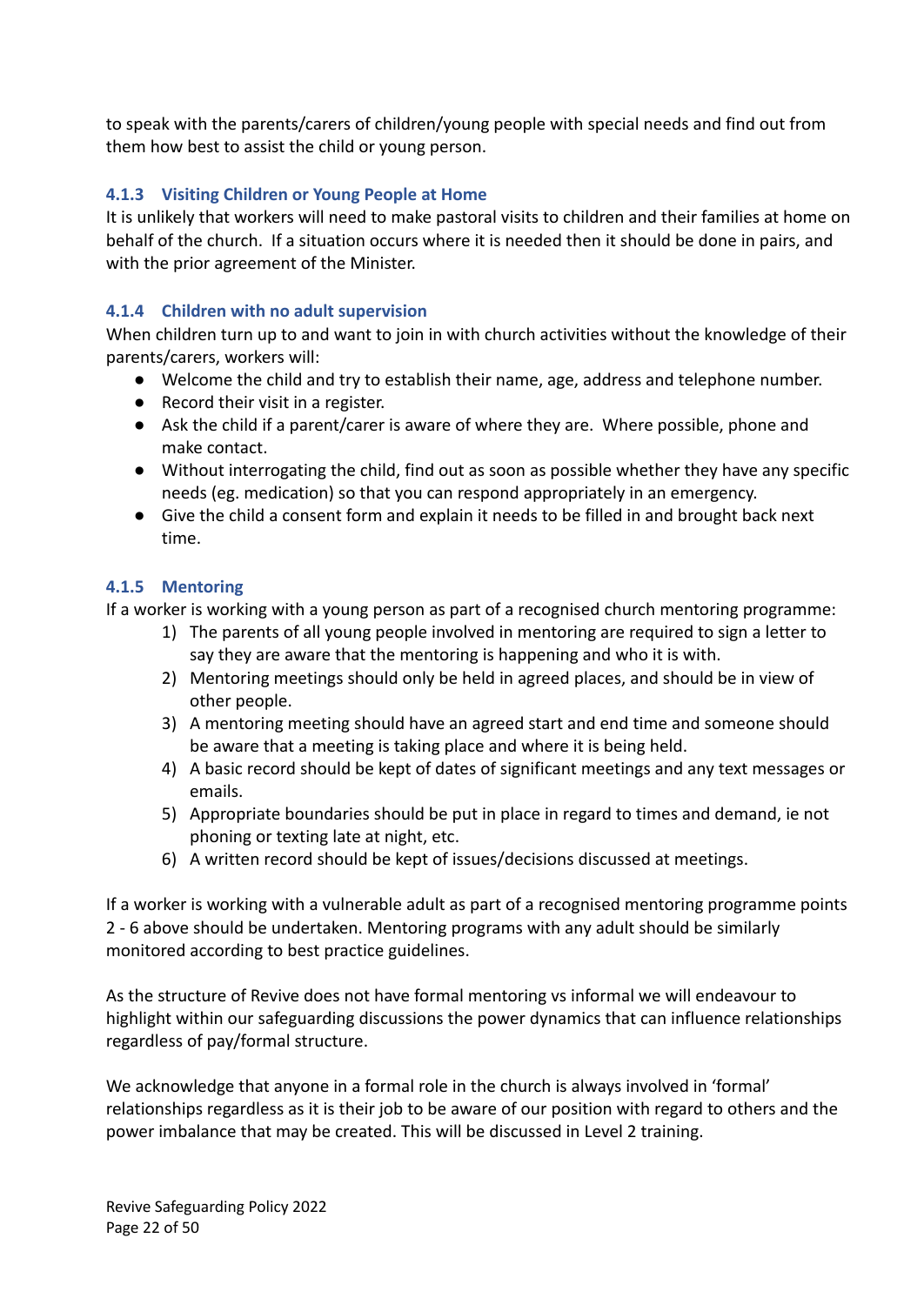to speak with the parents/carers of children/young people with special needs and find out from them how best to assist the child or young person.

#### 4.1.3 Visiting Children or Young People at Home

It is unlikely that workers will need to make pastoral visits to children and their families at home on behalf of the church. If a situation occurs where it is needed then it should be done in pairs, and with the prior agreement of the Minister.

#### 4.1.4 Children with no adult supervision

When children turn up to and want to join in with church activities without the knowledge of their parents/carers, workers will:

- Welcome the child and try to establish their name, age, address and telephone number.
- Record their visit in a register.
- Ask the child if a parent/carer is aware of where they are. Where possible, phone and make contact.
- Without interrogating the child, find out as soon as possible whether they have any specific needs (eg. medication) so that you can respond appropriately in an emergency.
- Give the child a consent form and explain it needs to be filled in and brought back next time.

#### 4.1.5 Mentoring

If a worker is working with a young person as part of a recognised church mentoring programme:

1) The parents of all young people involved in mentoring are required to sign a letter to say they are aware that the mentoring is happening and who it is with.
2) Mentoring meetings should only be held in agreed places, and should be in view of other people.
3) A mentoring meeting should have an agreed start and end time and someone should be aware that a meeting is taking place and where it is being held.
4) A basic record should be kept of dates of significant meetings and any text messages or emails.
5) Appropriate boundaries should be put in place in regard to times and demand, ie not phoning or texting late at night, etc.
6) A written record should be kept of issues/decisions discussed at meetings.

If a worker is working with a vulnerable adult as part of a recognised mentoring programme points 2 - 6 above should be undertaken. Mentoring programs with any adult should be similarly monitored according to best practice guidelines.

As the structure of Revive does not have formal mentoring vs informal we will endeavour to highlight within our safeguarding discussions the power dynamics that can influence relationships regardless of pay/formal structure.

We acknowledge that anyone in a formal role in the church is always involved in 'formal' relationships regardless as it is their job to be aware of our position with regard to others and the power imbalance that may be created. This will be discussed in Level 2 training.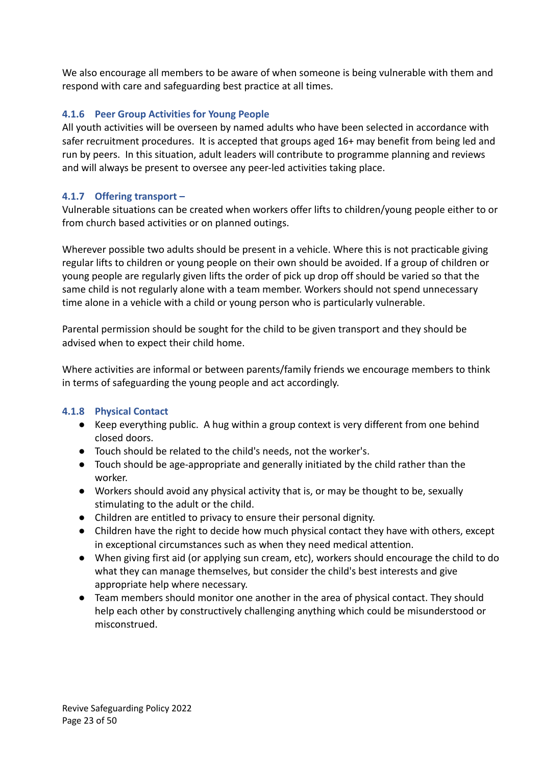We also encourage all members to be aware of when someone is being vulnerable with them and respond with care and safeguarding best practice at all times.

#### 4.1.6 Peer Group Activities for Young People

All youth activities will be overseen by named adults who have been selected in accordance with safer recruitment procedures. It is accepted that groups aged 16+ may benefit from being led and run by peers. In this situation, adult leaders will contribute to programme planning and reviews and will always be present to oversee any peer-led activities taking place.

#### 4.1.7 Offering transport –

Vulnerable situations can be created when workers offer lifts to children/young people either to or from church based activities or on planned outings.

Wherever possible two adults should be present in a vehicle. Where this is not practicable giving regular lifts to children or young people on their own should be avoided. If a group of children or young people are regularly given lifts the order of pick up drop off should be varied so that the same child is not regularly alone with a team member. Workers should not spend unnecessary time alone in a vehicle with a child or young person who is particularly vulnerable.

Parental permission should be sought for the child to be given transport and they should be advised when to expect their child home.

Where activities are informal or between parents/family friends we encourage members to think in terms of safeguarding the young people and act accordingly.

#### 4.1.8 Physical Contact

- Keep everything public. A hug within a group context is very different from one behind closed doors.
- Touch should be related to the child's needs, not the worker's.
- Touch should be age-appropriate and generally initiated by the child rather than the worker.
- Workers should avoid any physical activity that is, or may be thought to be, sexually stimulating to the adult or the child.
- Children are entitled to privacy to ensure their personal dignity.
- Children have the right to decide how much physical contact they have with others, except in exceptional circumstances such as when they need medical attention.
- When giving first aid (or applying sun cream, etc), workers should encourage the child to do what they can manage themselves, but consider the child's best interests and give appropriate help where necessary.
- Team members should monitor one another in the area of physical contact. They should help each other by constructively challenging anything which could be misunderstood or misconstrued.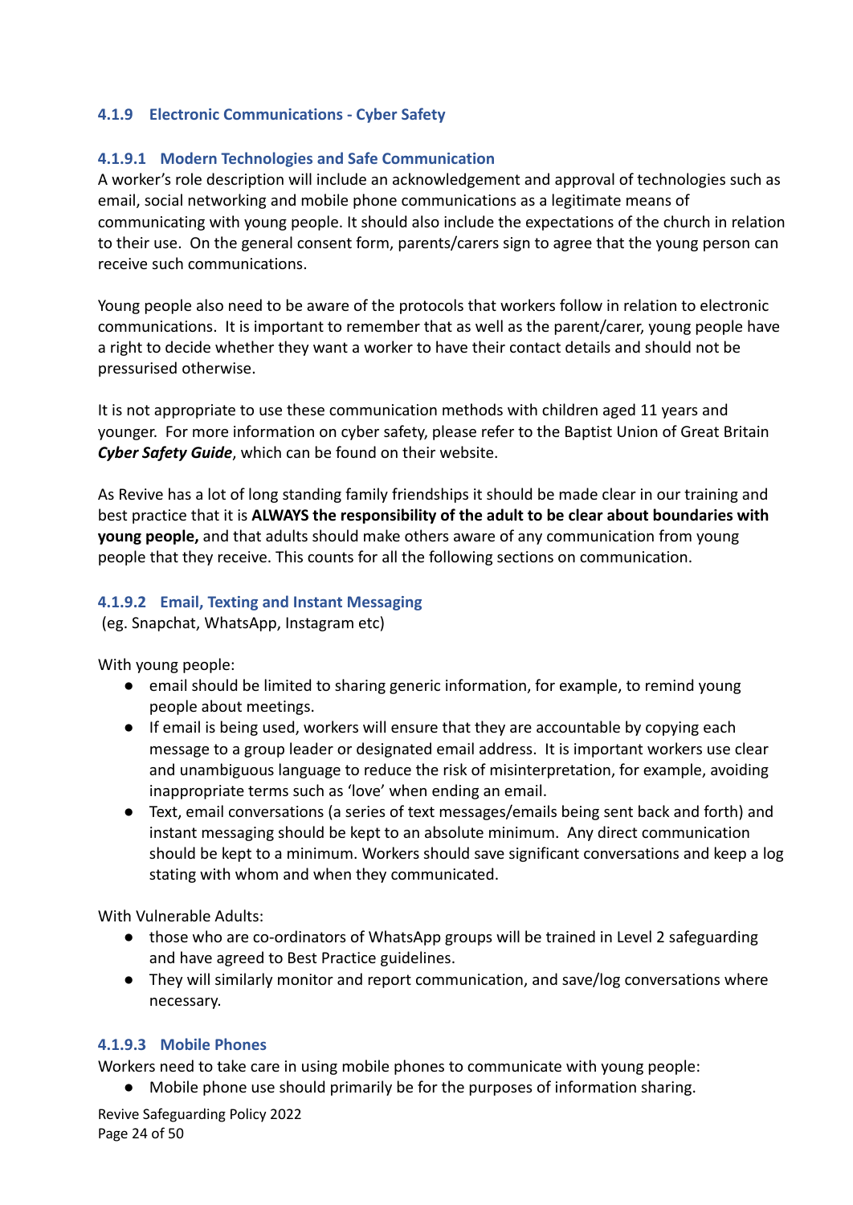### 4.1.9 Electronic Communications - Cyber Safety

#### 4.1.9.1 Modern Technologies and Safe Communication

A worker's role description will include an acknowledgement and approval of technologies such as email, social networking and mobile phone communications as a legitimate means of communicating with young people. It should also include the expectations of the church in relation to their use. On the general consent form, parents/carers sign to agree that the young person can receive such communications.

Young people also need to be aware of the protocols that workers follow in relation to electronic communications. It is important to remember that as well as the parent/carer, young people have a right to decide whether they want a worker to have their contact details and should not be pressurised otherwise.

It is not appropriate to use these communication methods with children aged 11 years and younger. For more information on cyber safety, please refer to the Baptist Union of Great Britain ***Cyber Safety Guide***, which can be found on their website.

As Revive has a lot of long standing family friendships it should be made clear in our training and best practice that it is **ALWAYS the responsibility of the adult to be clear about boundaries with young people,** and that adults should make others aware of any communication from young people that they receive. This counts for all the following sections on communication.

#### 4.1.9.2 Email, Texting and Instant Messaging

(eg. Snapchat, WhatsApp, Instagram etc)

With young people:

- email should be limited to sharing generic information, for example, to remind young people about meetings.
- If email is being used, workers will ensure that they are accountable by copying each message to a group leader or designated email address. It is important workers use clear and unambiguous language to reduce the risk of misinterpretation, for example, avoiding inappropriate terms such as 'love' when ending an email.
- Text, email conversations (a series of text messages/emails being sent back and forth) and instant messaging should be kept to an absolute minimum. Any direct communication should be kept to a minimum. Workers should save significant conversations and keep a log stating with whom and when they communicated.

With Vulnerable Adults:

- those who are co-ordinators of WhatsApp groups will be trained in Level 2 safeguarding and have agreed to Best Practice guidelines.
- They will similarly monitor and report communication, and save/log conversations where necessary.

#### 4.1.9.3 Mobile Phones

Workers need to take care in using mobile phones to communicate with young people:

- Mobile phone use should primarily be for the purposes of information sharing.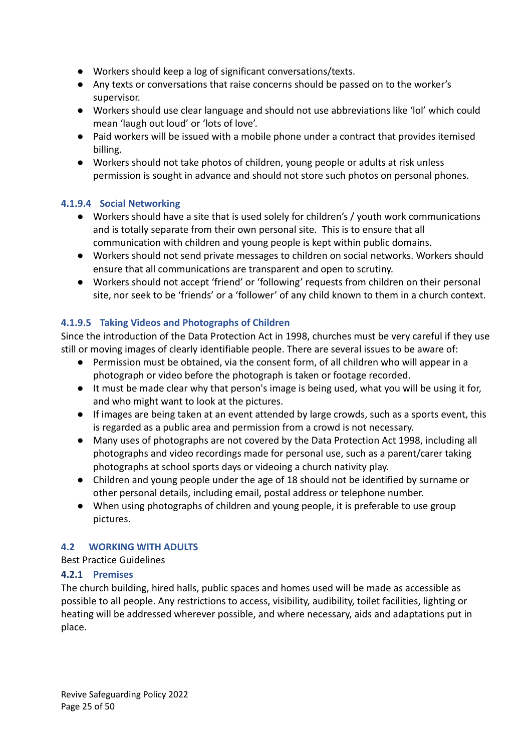- Workers should keep a log of significant conversations/texts.
- Any texts or conversations that raise concerns should be passed on to the worker's supervisor.
- Workers should use clear language and should not use abbreviations like 'lol' which could mean 'laugh out loud' or 'lots of love'.
- Paid workers will be issued with a mobile phone under a contract that provides itemised billing.
- Workers should not take photos of children, young people or adults at risk unless permission is sought in advance and should not store such photos on personal phones.

#### 4.1.9.4 Social Networking

- Workers should have a site that is used solely for children's / youth work communications and is totally separate from their own personal site. This is to ensure that all communication with children and young people is kept within public domains.
- Workers should not send private messages to children on social networks. Workers should ensure that all communications are transparent and open to scrutiny.
- Workers should not accept 'friend' or 'following' requests from children on their personal site, nor seek to be 'friends' or a 'follower' of any child known to them in a church context.

#### 4.1.9.5 Taking Videos and Photographs of Children

Since the introduction of the Data Protection Act in 1998, churches must be very careful if they use still or moving images of clearly identifiable people. There are several issues to be aware of:

- Permission must be obtained, via the consent form, of all children who will appear in a photograph or video before the photograph is taken or footage recorded.
- It must be made clear why that person's image is being used, what you will be using it for, and who might want to look at the pictures.
- If images are being taken at an event attended by large crowds, such as a sports event, this is regarded as a public area and permission from a crowd is not necessary.
- Many uses of photographs are not covered by the Data Protection Act 1998, including all photographs and video recordings made for personal use, such as a parent/carer taking photographs at school sports days or videoing a church nativity play.
- Children and young people under the age of 18 should not be identified by surname or other personal details, including email, postal address or telephone number.
- When using photographs of children and young people, it is preferable to use group pictures.

## 4.2 WORKING WITH ADULTS

Best Practice Guidelines

### 4.2.1 Premises

The church building, hired halls, public spaces and homes used will be made as accessible as possible to all people. Any restrictions to access, visibility, audibility, toilet facilities, lighting or heating will be addressed wherever possible, and where necessary, aids and adaptations put in place.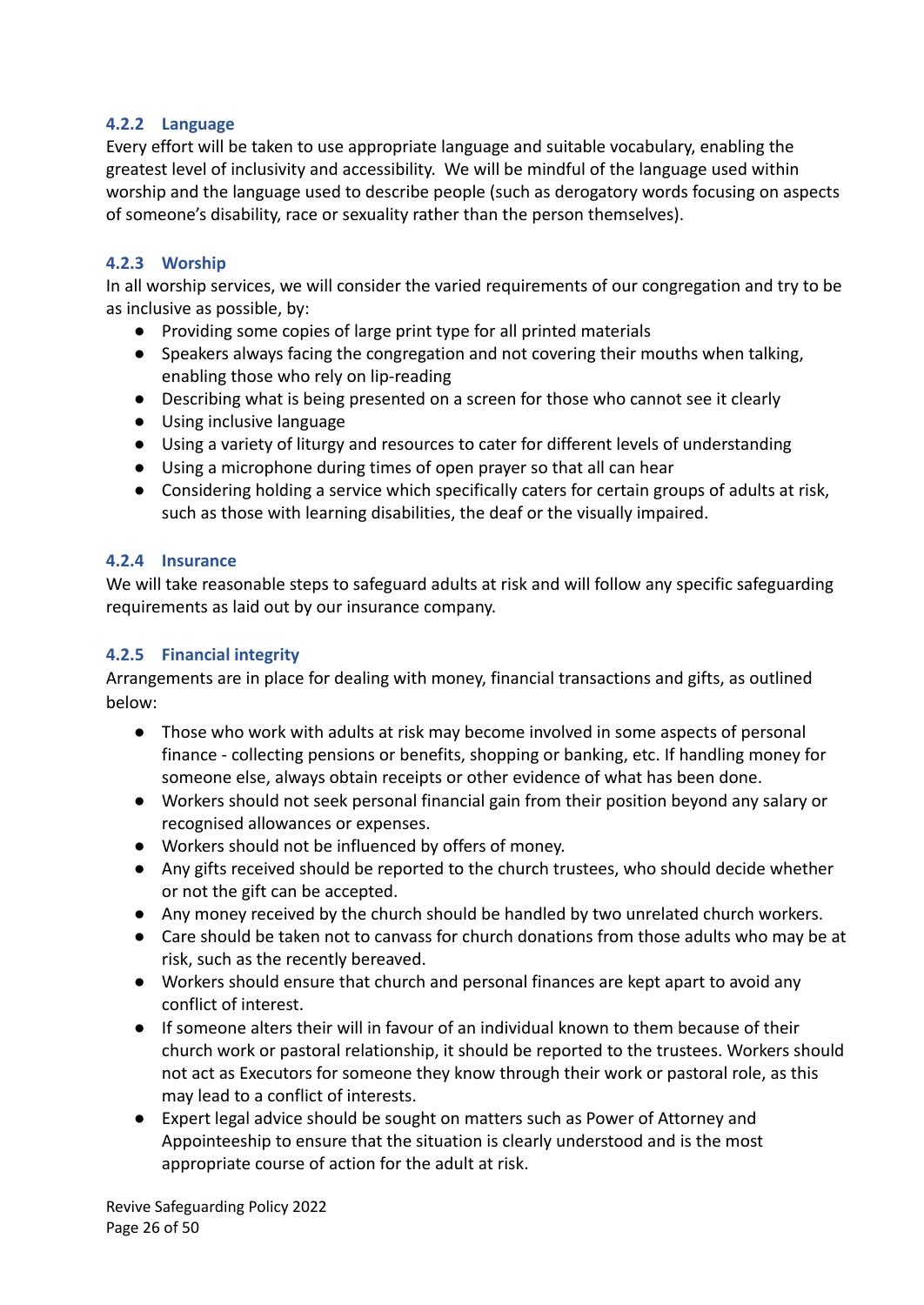#### 4.2.2 Language

Every effort will be taken to use appropriate language and suitable vocabulary, enabling the greatest level of inclusivity and accessibility. We will be mindful of the language used within worship and the language used to describe people (such as derogatory words focusing on aspects of someone's disability, race or sexuality rather than the person themselves).

#### 4.2.3 Worship

In all worship services, we will consider the varied requirements of our congregation and try to be as inclusive as possible, by:

- Providing some copies of large print type for all printed materials
- Speakers always facing the congregation and not covering their mouths when talking, enabling those who rely on lip-reading
- Describing what is being presented on a screen for those who cannot see it clearly
- Using inclusive language
- Using a variety of liturgy and resources to cater for different levels of understanding
- Using a microphone during times of open prayer so that all can hear
- Considering holding a service which specifically caters for certain groups of adults at risk, such as those with learning disabilities, the deaf or the visually impaired.

#### 4.2.4 Insurance

We will take reasonable steps to safeguard adults at risk and will follow any specific safeguarding requirements as laid out by our insurance company.

#### 4.2.5 Financial integrity

Arrangements are in place for dealing with money, financial transactions and gifts, as outlined below:

- Those who work with adults at risk may become involved in some aspects of personal finance - collecting pensions or benefits, shopping or banking, etc. If handling money for someone else, always obtain receipts or other evidence of what has been done.
- Workers should not seek personal financial gain from their position beyond any salary or recognised allowances or expenses.
- Workers should not be influenced by offers of money.
- Any gifts received should be reported to the church trustees, who should decide whether or not the gift can be accepted.
- Any money received by the church should be handled by two unrelated church workers.
- Care should be taken not to canvass for church donations from those adults who may be at risk, such as the recently bereaved.
- Workers should ensure that church and personal finances are kept apart to avoid any conflict of interest.
- If someone alters their will in favour of an individual known to them because of their church work or pastoral relationship, it should be reported to the trustees. Workers should not act as Executors for someone they know through their work or pastoral role, as this may lead to a conflict of interests.
- Expert legal advice should be sought on matters such as Power of Attorney and Appointeeship to ensure that the situation is clearly understood and is the most appropriate course of action for the adult at risk.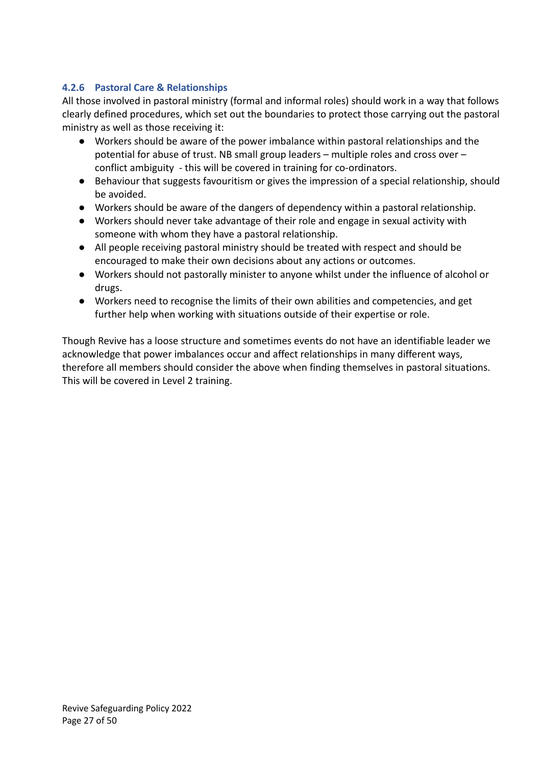#### 4.2.6 Pastoral Care & Relationships

All those involved in pastoral ministry (formal and informal roles) should work in a way that follows clearly defined procedures, which set out the boundaries to protect those carrying out the pastoral ministry as well as those receiving it:

- Workers should be aware of the power imbalance within pastoral relationships and the potential for abuse of trust. NB small group leaders – multiple roles and cross over – conflict ambiguity - this will be covered in training for co-ordinators.
- Behaviour that suggests favouritism or gives the impression of a special relationship, should be avoided.
- Workers should be aware of the dangers of dependency within a pastoral relationship.
- Workers should never take advantage of their role and engage in sexual activity with someone with whom they have a pastoral relationship.
- All people receiving pastoral ministry should be treated with respect and should be encouraged to make their own decisions about any actions or outcomes.
- Workers should not pastorally minister to anyone whilst under the influence of alcohol or drugs.
- Workers need to recognise the limits of their own abilities and competencies, and get further help when working with situations outside of their expertise or role.

Though Revive has a loose structure and sometimes events do not have an identifiable leader we acknowledge that power imbalances occur and affect relationships in many different ways, therefore all members should consider the above when finding themselves in pastoral situations. This will be covered in Level 2 training.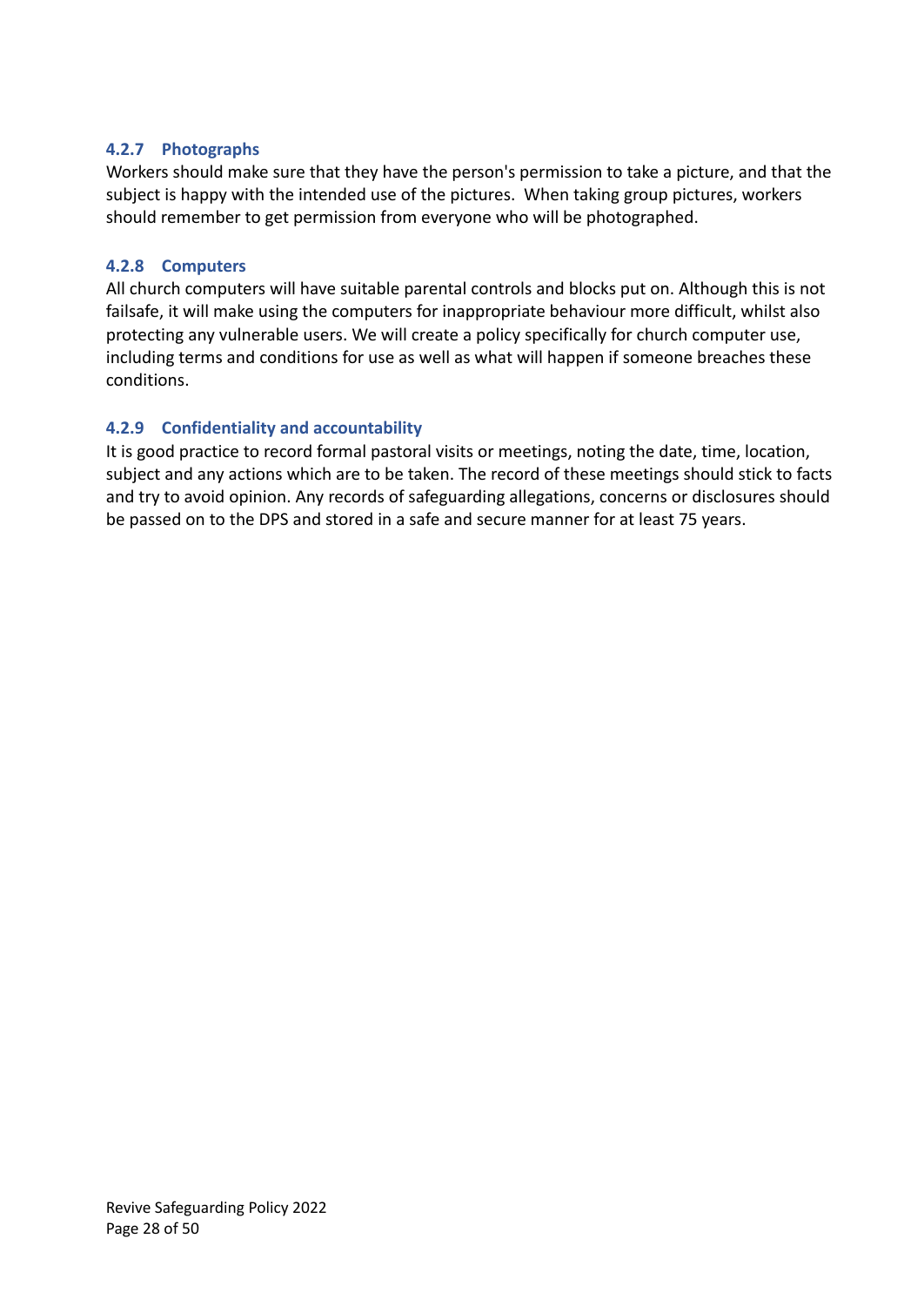### 4.2.7 Photographs

Workers should make sure that they have the person's permission to take a picture, and that the subject is happy with the intended use of the pictures. When taking group pictures, workers should remember to get permission from everyone who will be photographed.

### 4.2.8 Computers

All church computers will have suitable parental controls and blocks put on. Although this is not failsafe, it will make using the computers for inappropriate behaviour more difficult, whilst also protecting any vulnerable users. We will create a policy specifically for church computer use, including terms and conditions for use as well as what will happen if someone breaches these conditions.

### 4.2.9 Confidentiality and accountability

It is good practice to record formal pastoral visits or meetings, noting the date, time, location, subject and any actions which are to be taken. The record of these meetings should stick to facts and try to avoid opinion. Any records of safeguarding allegations, concerns or disclosures should be passed on to the DPS and stored in a safe and secure manner for at least 75 years.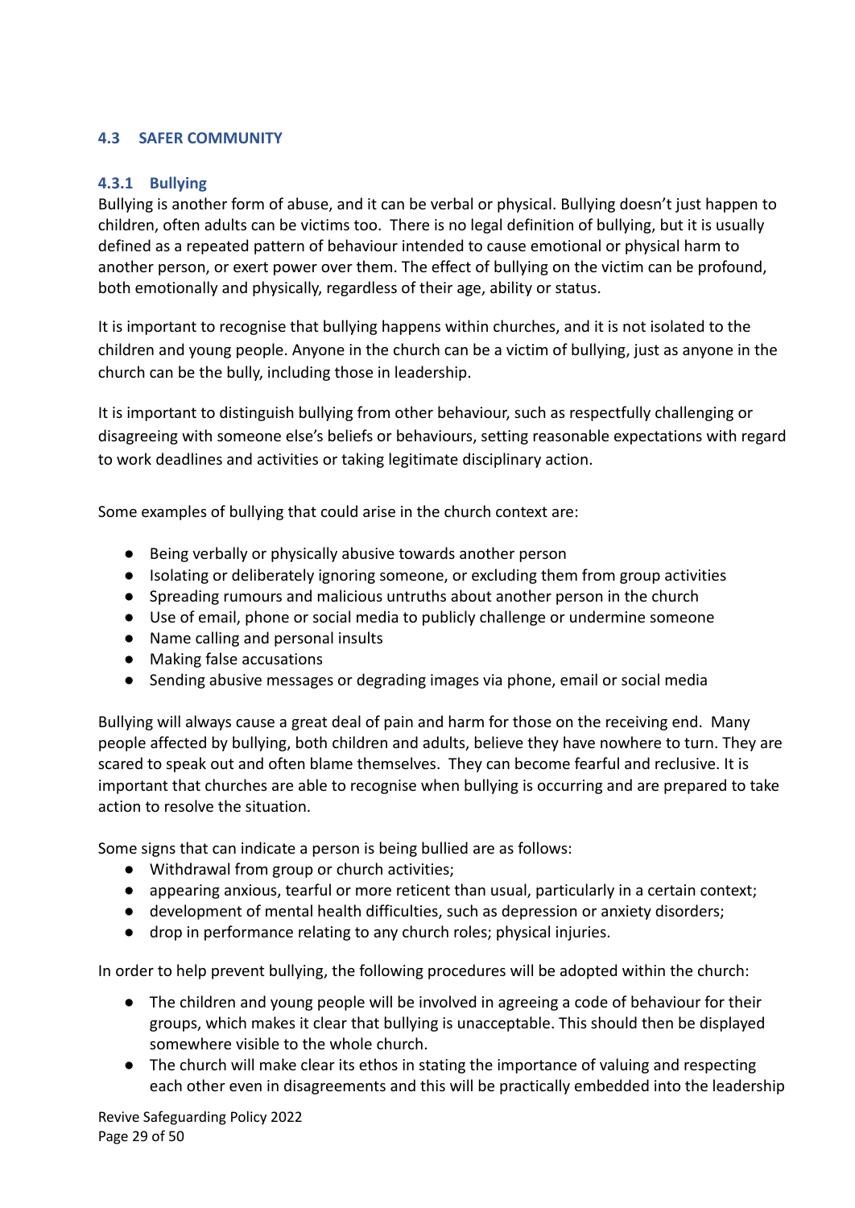## 4.3 SAFER COMMUNITY

### 4.3.1 Bullying

Bullying is another form of abuse, and it can be verbal or physical. Bullying doesn't just happen to children, often adults can be victims too. There is no legal definition of bullying, but it is usually defined as a repeated pattern of behaviour intended to cause emotional or physical harm to another person, or exert power over them. The effect of bullying on the victim can be profound, both emotionally and physically, regardless of their age, ability or status.

It is important to recognise that bullying happens within churches, and it is not isolated to the children and young people. Anyone in the church can be a victim of bullying, just as anyone in the church can be the bully, including those in leadership.

It is important to distinguish bullying from other behaviour, such as respectfully challenging or disagreeing with someone else's beliefs or behaviours, setting reasonable expectations with regard to work deadlines and activities or taking legitimate disciplinary action.

Some examples of bullying that could arise in the church context are:

- Being verbally or physically abusive towards another person
- Isolating or deliberately ignoring someone, or excluding them from group activities
- Spreading rumours and malicious untruths about another person in the church
- Use of email, phone or social media to publicly challenge or undermine someone
- Name calling and personal insults
- Making false accusations
- Sending abusive messages or degrading images via phone, email or social media

Bullying will always cause a great deal of pain and harm for those on the receiving end. Many people affected by bullying, both children and adults, believe they have nowhere to turn. They are scared to speak out and often blame themselves. They can become fearful and reclusive. It is important that churches are able to recognise when bullying is occurring and are prepared to take action to resolve the situation.

Some signs that can indicate a person is being bullied are as follows:

- Withdrawal from group or church activities;
- appearing anxious, tearful or more reticent than usual, particularly in a certain context;
- development of mental health difficulties, such as depression or anxiety disorders;
- drop in performance relating to any church roles; physical injuries.

In order to help prevent bullying, the following procedures will be adopted within the church:

- The children and young people will be involved in agreeing a code of behaviour for their groups, which makes it clear that bullying is unacceptable. This should then be displayed somewhere visible to the whole church.
- The church will make clear its ethos in stating the importance of valuing and respecting each other even in disagreements and this will be practically embedded into the leadership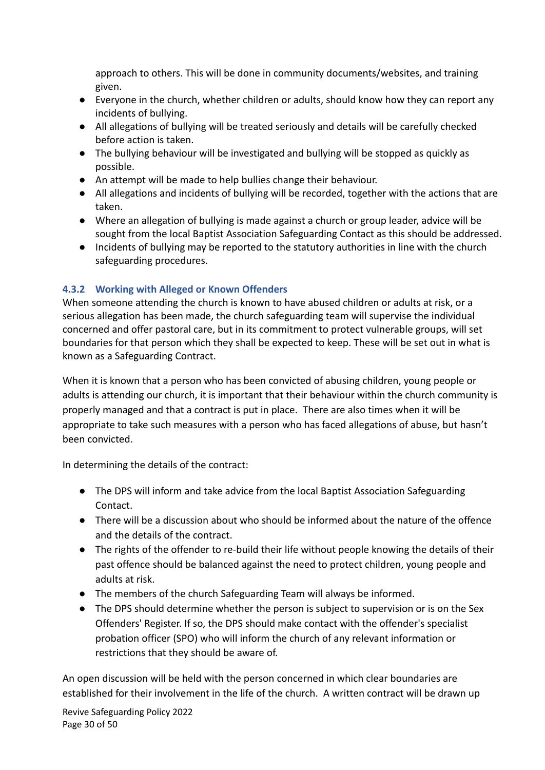approach to others. This will be done in community documents/websites, and training given.

- Everyone in the church, whether children or adults, should know how they can report any incidents of bullying.
- All allegations of bullying will be treated seriously and details will be carefully checked before action is taken.
- The bullying behaviour will be investigated and bullying will be stopped as quickly as possible.
- An attempt will be made to help bullies change their behaviour.
- All allegations and incidents of bullying will be recorded, together with the actions that are taken.
- Where an allegation of bullying is made against a church or group leader, advice will be sought from the local Baptist Association Safeguarding Contact as this should be addressed.
- Incidents of bullying may be reported to the statutory authorities in line with the church safeguarding procedures.

#### 4.3.2 Working with Alleged or Known Offenders

When someone attending the church is known to have abused children or adults at risk, or a serious allegation has been made, the church safeguarding team will supervise the individual concerned and offer pastoral care, but in its commitment to protect vulnerable groups, will set boundaries for that person which they shall be expected to keep. These will be set out in what is known as a Safeguarding Contract.

When it is known that a person who has been convicted of abusing children, young people or adults is attending our church, it is important that their behaviour within the church community is properly managed and that a contract is put in place. There are also times when it will be appropriate to take such measures with a person who has faced allegations of abuse, but hasn't been convicted.

In determining the details of the contract:

- The DPS will inform and take advice from the local Baptist Association Safeguarding Contact.
- There will be a discussion about who should be informed about the nature of the offence and the details of the contract.
- The rights of the offender to re-build their life without people knowing the details of their past offence should be balanced against the need to protect children, young people and adults at risk.
- The members of the church Safeguarding Team will always be informed.
- The DPS should determine whether the person is subject to supervision or is on the Sex Offenders' Register. If so, the DPS should make contact with the offender's specialist probation officer (SPO) who will inform the church of any relevant information or restrictions that they should be aware of.

An open discussion will be held with the person concerned in which clear boundaries are established for their involvement in the life of the church. A written contract will be drawn up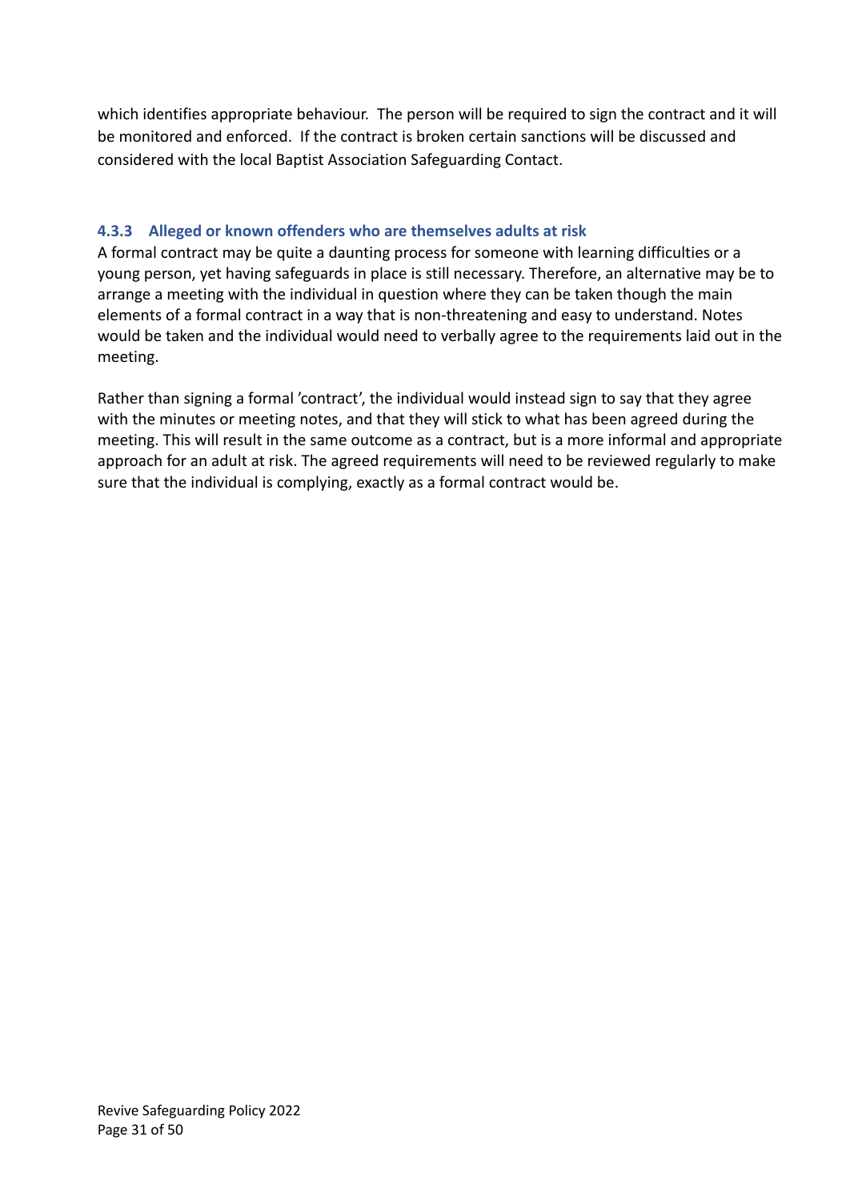which identifies appropriate behaviour. The person will be required to sign the contract and it will be monitored and enforced. If the contract is broken certain sanctions will be discussed and considered with the local Baptist Association Safeguarding Contact.

### 4.3.3 Alleged or known offenders who are themselves adults at risk

A formal contract may be quite a daunting process for someone with learning difficulties or a young person, yet having safeguards in place is still necessary. Therefore, an alternative may be to arrange a meeting with the individual in question where they can be taken though the main elements of a formal contract in a way that is non-threatening and easy to understand. Notes would be taken and the individual would need to verbally agree to the requirements laid out in the meeting.

Rather than signing a formal 'contract', the individual would instead sign to say that they agree with the minutes or meeting notes, and that they will stick to what has been agreed during the meeting. This will result in the same outcome as a contract, but is a more informal and appropriate approach for an adult at risk. The agreed requirements will need to be reviewed regularly to make sure that the individual is complying, exactly as a formal contract would be.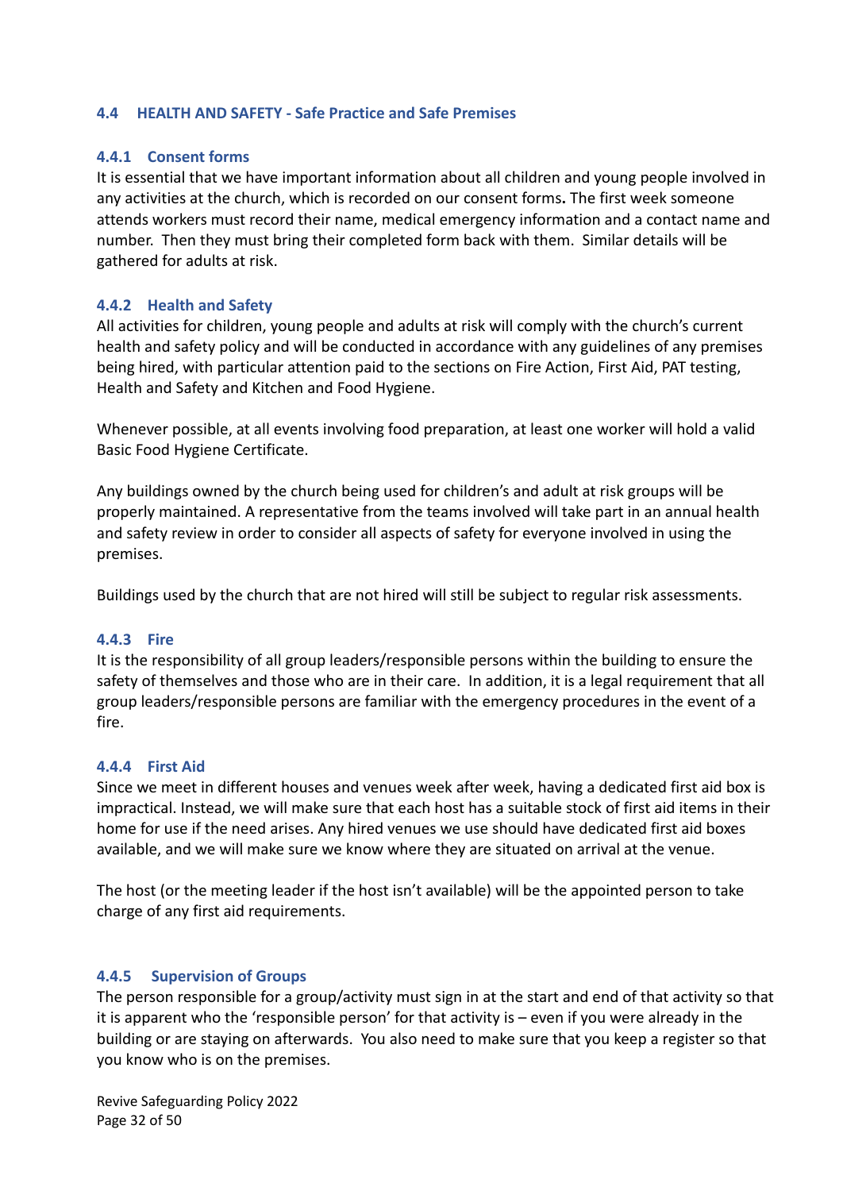## 4.4 HEALTH AND SAFETY - Safe Practice and Safe Premises

### 4.4.1 Consent forms

It is essential that we have important information about all children and young people involved in any activities at the church, which is recorded on our consent forms**.** The first week someone attends workers must record their name, medical emergency information and a contact name and number. Then they must bring their completed form back with them. Similar details will be gathered for adults at risk.

### 4.4.2 Health and Safety

All activities for children, young people and adults at risk will comply with the church's current health and safety policy and will be conducted in accordance with any guidelines of any premises being hired, with particular attention paid to the sections on Fire Action, First Aid, PAT testing, Health and Safety and Kitchen and Food Hygiene.

Whenever possible, at all events involving food preparation, at least one worker will hold a valid Basic Food Hygiene Certificate.

Any buildings owned by the church being used for children's and adult at risk groups will be properly maintained. A representative from the teams involved will take part in an annual health and safety review in order to consider all aspects of safety for everyone involved in using the premises.

Buildings used by the church that are not hired will still be subject to regular risk assessments.

### 4.4.3 Fire

It is the responsibility of all group leaders/responsible persons within the building to ensure the safety of themselves and those who are in their care. In addition, it is a legal requirement that all group leaders/responsible persons are familiar with the emergency procedures in the event of a fire.

### 4.4.4 First Aid

Since we meet in different houses and venues week after week, having a dedicated first aid box is impractical. Instead, we will make sure that each host has a suitable stock of first aid items in their home for use if the need arises. Any hired venues we use should have dedicated first aid boxes available, and we will make sure we know where they are situated on arrival at the venue.

The host (or the meeting leader if the host isn't available) will be the appointed person to take charge of any first aid requirements.

### 4.4.5 Supervision of Groups

The person responsible for a group/activity must sign in at the start and end of that activity so that it is apparent who the 'responsible person' for that activity is – even if you were already in the building or are staying on afterwards. You also need to make sure that you keep a register so that you know who is on the premises.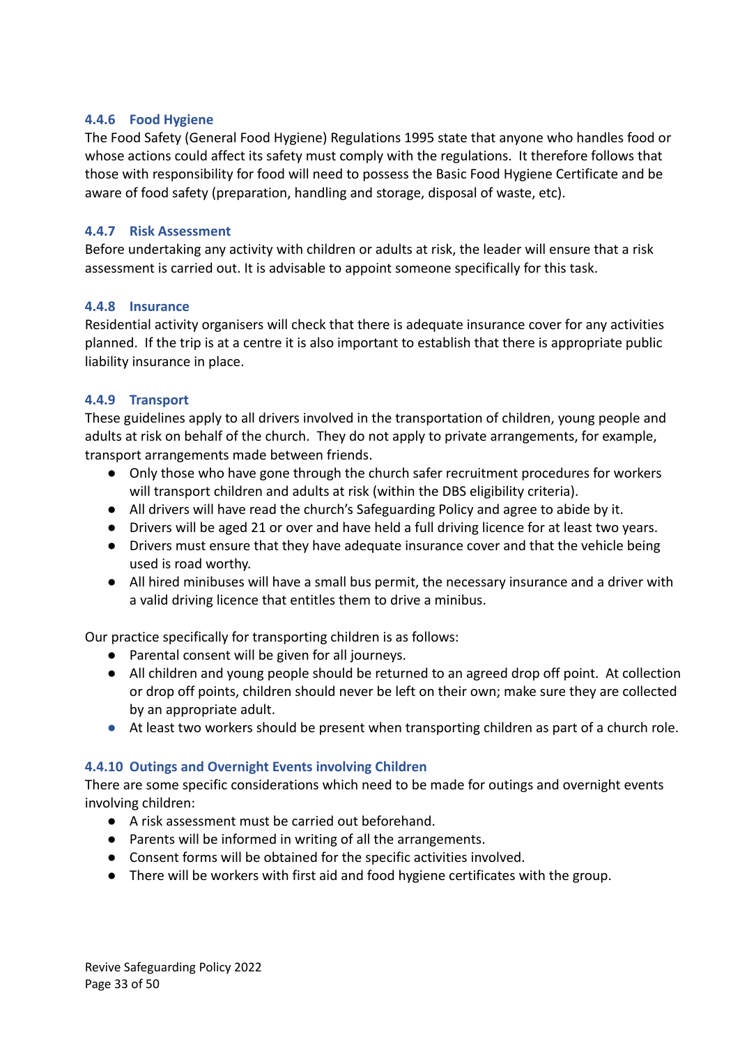#### 4.4.6 Food Hygiene

The Food Safety (General Food Hygiene) Regulations 1995 state that anyone who handles food or whose actions could affect its safety must comply with the regulations. It therefore follows that those with responsibility for food will need to possess the Basic Food Hygiene Certificate and be aware of food safety (preparation, handling and storage, disposal of waste, etc).

#### 4.4.7 Risk Assessment

Before undertaking any activity with children or adults at risk, the leader will ensure that a risk assessment is carried out. It is advisable to appoint someone specifically for this task.

#### 4.4.8 Insurance

Residential activity organisers will check that there is adequate insurance cover for any activities planned. If the trip is at a centre it is also important to establish that there is appropriate public liability insurance in place.

#### 4.4.9 Transport

These guidelines apply to all drivers involved in the transportation of children, young people and adults at risk on behalf of the church. They do not apply to private arrangements, for example, transport arrangements made between friends.

- Only those who have gone through the church safer recruitment procedures for workers will transport children and adults at risk (within the DBS eligibility criteria).
- All drivers will have read the church's Safeguarding Policy and agree to abide by it.
- Drivers will be aged 21 or over and have held a full driving licence for at least two years.
- Drivers must ensure that they have adequate insurance cover and that the vehicle being used is road worthy.
- All hired minibuses will have a small bus permit, the necessary insurance and a driver with a valid driving licence that entitles them to drive a minibus.

Our practice specifically for transporting children is as follows:

- Parental consent will be given for all journeys.
- All children and young people should be returned to an agreed drop off point. At collection or drop off points, children should never be left on their own; make sure they are collected by an appropriate adult.
- At least two workers should be present when transporting children as part of a church role.

#### 4.4.10 Outings and Overnight Events involving Children

There are some specific considerations which need to be made for outings and overnight events involving children:

- A risk assessment must be carried out beforehand.
- Parents will be informed in writing of all the arrangements.
- Consent forms will be obtained for the specific activities involved.
- There will be workers with first aid and food hygiene certificates with the group.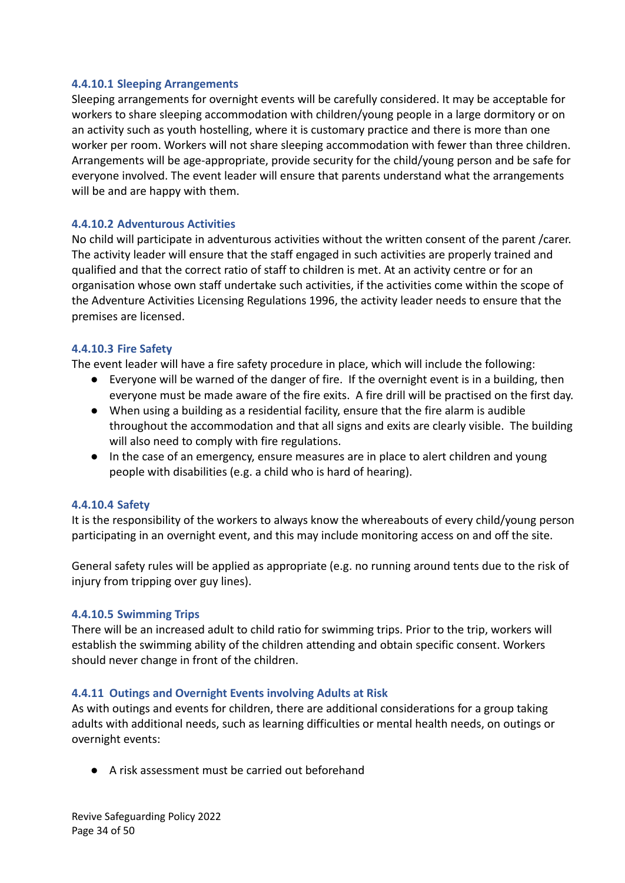#### 4.4.10.1 Sleeping Arrangements

Sleeping arrangements for overnight events will be carefully considered. It may be acceptable for workers to share sleeping accommodation with children/young people in a large dormitory or on an activity such as youth hostelling, where it is customary practice and there is more than one worker per room. Workers will not share sleeping accommodation with fewer than three children. Arrangements will be age-appropriate, provide security for the child/young person and be safe for everyone involved. The event leader will ensure that parents understand what the arrangements will be and are happy with them.

#### 4.4.10.2 Adventurous Activities

No child will participate in adventurous activities without the written consent of the parent /carer. The activity leader will ensure that the staff engaged in such activities are properly trained and qualified and that the correct ratio of staff to children is met. At an activity centre or for an organisation whose own staff undertake such activities, if the activities come within the scope of the Adventure Activities Licensing Regulations 1996, the activity leader needs to ensure that the premises are licensed.

#### 4.4.10.3 Fire Safety

The event leader will have a fire safety procedure in place, which will include the following:

- Everyone will be warned of the danger of fire. If the overnight event is in a building, then everyone must be made aware of the fire exits. A fire drill will be practised on the first day.
- When using a building as a residential facility, ensure that the fire alarm is audible throughout the accommodation and that all signs and exits are clearly visible. The building will also need to comply with fire regulations.
- In the case of an emergency, ensure measures are in place to alert children and young people with disabilities (e.g. a child who is hard of hearing).

#### 4.4.10.4 Safety

It is the responsibility of the workers to always know the whereabouts of every child/young person participating in an overnight event, and this may include monitoring access on and off the site.

General safety rules will be applied as appropriate (e.g. no running around tents due to the risk of injury from tripping over guy lines).

#### 4.4.10.5 Swimming Trips

There will be an increased adult to child ratio for swimming trips. Prior to the trip, workers will establish the swimming ability of the children attending and obtain specific consent. Workers should never change in front of the children.

### 4.4.11 Outings and Overnight Events involving Adults at Risk

As with outings and events for children, there are additional considerations for a group taking adults with additional needs, such as learning difficulties or mental health needs, on outings or overnight events:

- A risk assessment must be carried out beforehand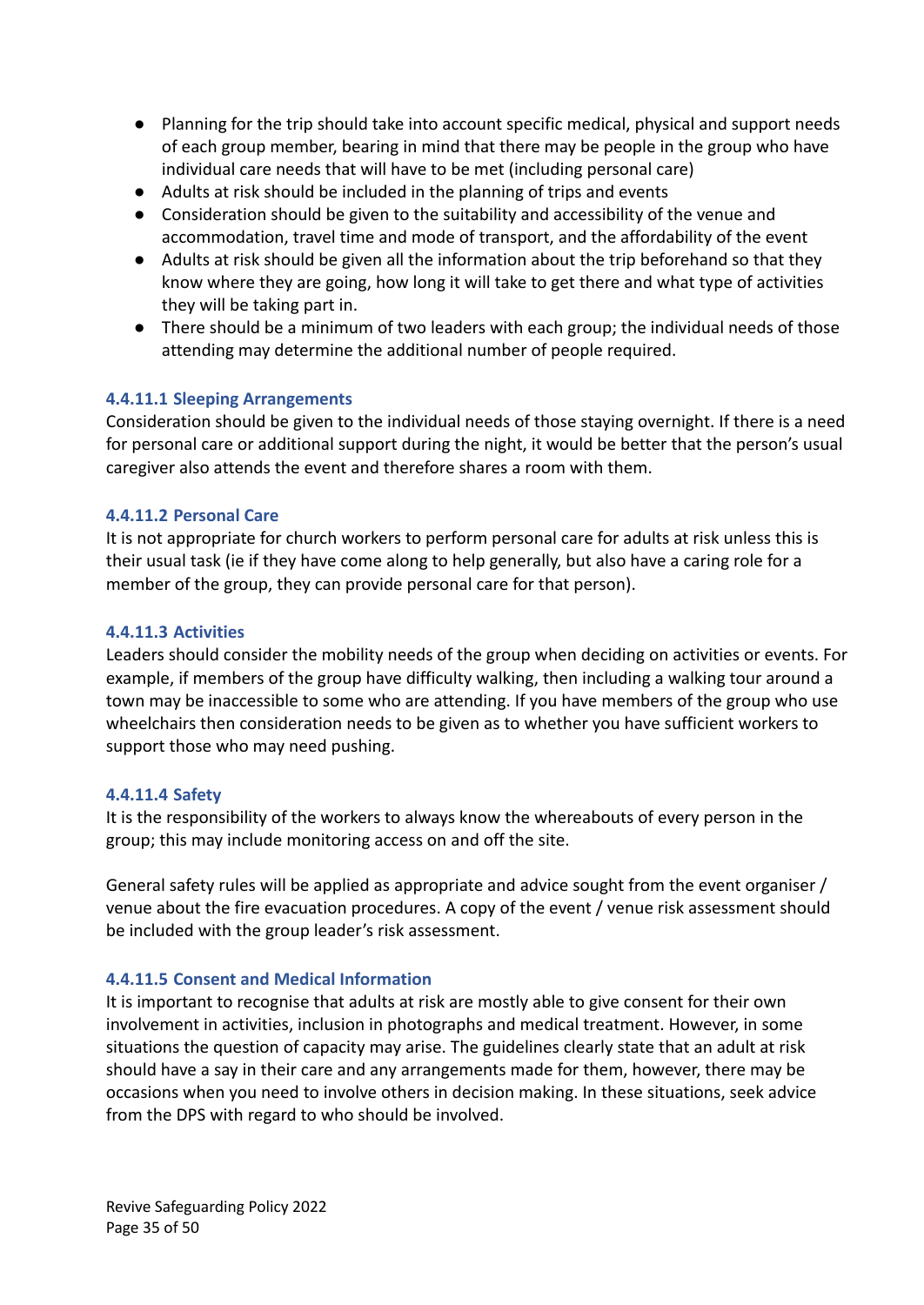- Planning for the trip should take into account specific medical, physical and support needs of each group member, bearing in mind that there may be people in the group who have individual care needs that will have to be met (including personal care)
- Adults at risk should be included in the planning of trips and events
- Consideration should be given to the suitability and accessibility of the venue and accommodation, travel time and mode of transport, and the affordability of the event
- Adults at risk should be given all the information about the trip beforehand so that they know where they are going, how long it will take to get there and what type of activities they will be taking part in.
- There should be a minimum of two leaders with each group; the individual needs of those attending may determine the additional number of people required.

#### 4.4.11.1 Sleeping Arrangements

Consideration should be given to the individual needs of those staying overnight. If there is a need for personal care or additional support during the night, it would be better that the person's usual caregiver also attends the event and therefore shares a room with them.

#### 4.4.11.2 Personal Care

It is not appropriate for church workers to perform personal care for adults at risk unless this is their usual task (ie if they have come along to help generally, but also have a caring role for a member of the group, they can provide personal care for that person).

#### 4.4.11.3 Activities

Leaders should consider the mobility needs of the group when deciding on activities or events. For example, if members of the group have difficulty walking, then including a walking tour around a town may be inaccessible to some who are attending. If you have members of the group who use wheelchairs then consideration needs to be given as to whether you have sufficient workers to support those who may need pushing.

#### 4.4.11.4 Safety

It is the responsibility of the workers to always know the whereabouts of every person in the group; this may include monitoring access on and off the site.

General safety rules will be applied as appropriate and advice sought from the event organiser / venue about the fire evacuation procedures. A copy of the event / venue risk assessment should be included with the group leader's risk assessment.

#### 4.4.11.5 Consent and Medical Information

It is important to recognise that adults at risk are mostly able to give consent for their own involvement in activities, inclusion in photographs and medical treatment. However, in some situations the question of capacity may arise. The guidelines clearly state that an adult at risk should have a say in their care and any arrangements made for them, however, there may be occasions when you need to involve others in decision making. In these situations, seek advice from the DPS with regard to who should be involved.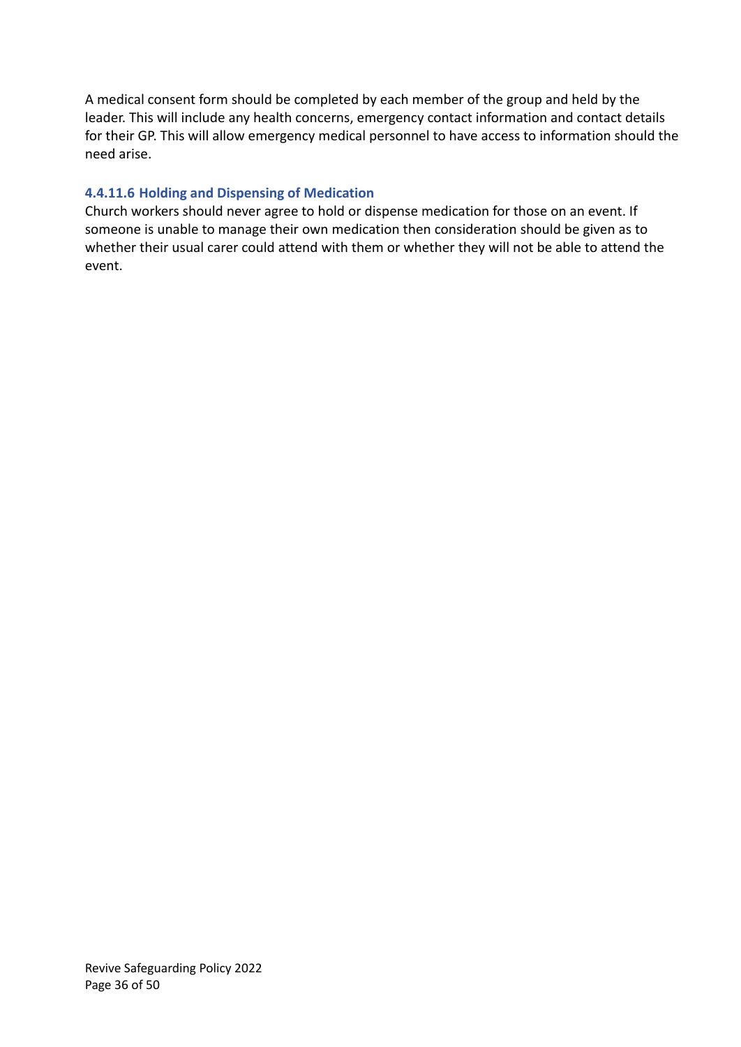A medical consent form should be completed by each member of the group and held by the leader. This will include any health concerns, emergency contact information and contact details for their GP. This will allow emergency medical personnel to have access to information should the need arise.

#### 4.4.11.6 Holding and Dispensing of Medication

Church workers should never agree to hold or dispense medication for those on an event. If someone is unable to manage their own medication then consideration should be given as to whether their usual carer could attend with them or whether they will not be able to attend the event.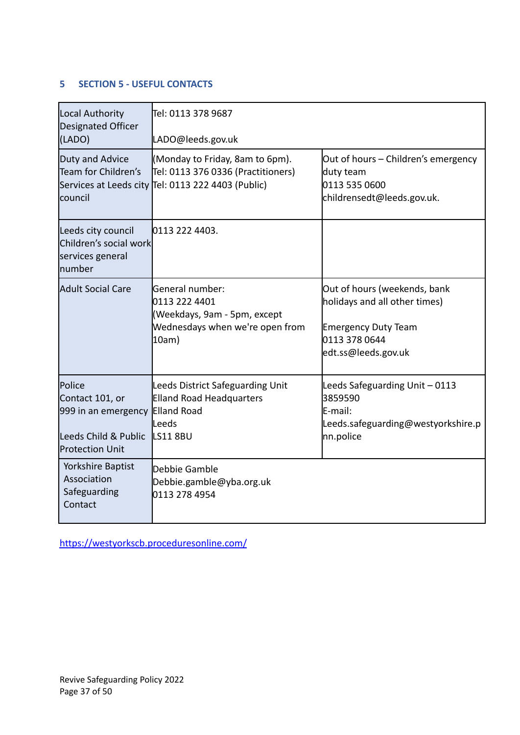## 5 SECTION 5 - USEFUL CONTACTS

| | | |
|---|---|---|
| Local Authority Designated Officer (LADO) | Tel: 0113 378 9687<br><br>LADO@leeds.gov.uk | |
| Duty and Advice Team for Children's Services at Leeds city council | (Monday to Friday, 8am to 6pm).<br>Tel: 0113 376 0336 (Practitioners)<br>Tel: 0113 222 4403 (Public) | Out of hours – Children's emergency duty team<br>0113 535 0600<br>childrensedt@leeds.gov.uk. |
| Leeds city council Children's social work services general number | 0113 222 4403. | |
| Adult Social Care | General number:<br>0113 222 4401<br>(Weekdays, 9am - 5pm, except Wednesdays when we're open from 10am) | Out of hours (weekends, bank holidays and all other times)<br><br>Emergency Duty Team<br>0113 378 0644<br>edt.ss@leeds.gov.uk |
| Police<br>Contact 101, or 999 in an emergency<br><br>Leeds Child & Public Protection Unit | Leeds District Safeguarding Unit<br>Elland Road Headquarters<br>Elland Road<br>Leeds<br>LS11 8BU | Leeds Safeguarding Unit – 0113 3859590<br>E-mail:<br>Leeds.safeguarding@westyorkshire.pnn.police |
| Yorkshire Baptist Association Safeguarding Contact | Debbie Gamble<br>Debbie.gamble@yba.org.uk<br>0113 278 4954 | |

https://westyorkscb.proceduresonline.com/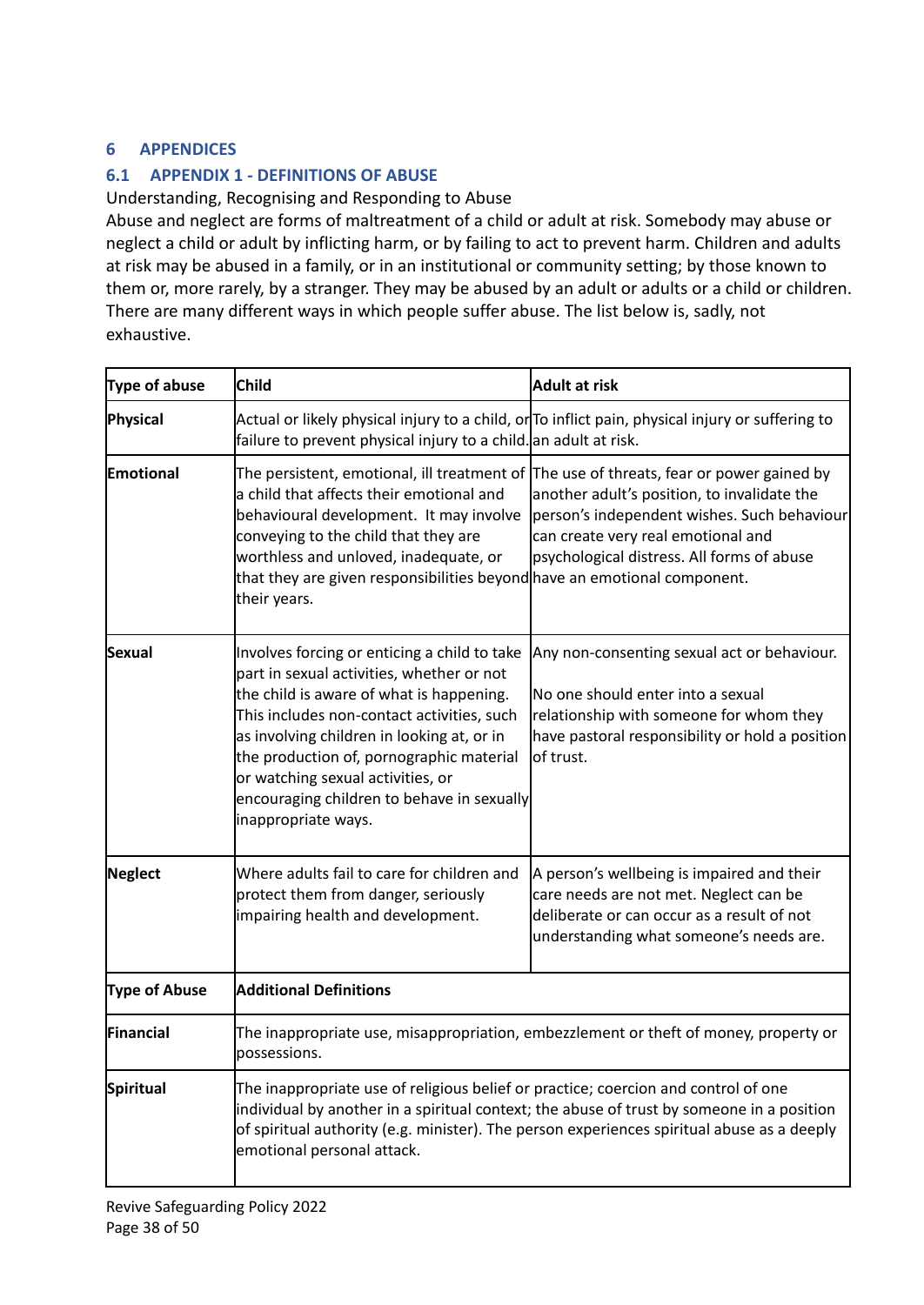# 6 APPENDICES

## 6.1 APPENDIX 1 - DEFINITIONS OF ABUSE

Understanding, Recognising and Responding to Abuse

Abuse and neglect are forms of maltreatment of a child or adult at risk. Somebody may abuse or neglect a child or adult by inflicting harm, or by failing to act to prevent harm. Children and adults at risk may be abused in a family, or in an institutional or community setting; by those known to them or, more rarely, by a stranger. They may be abused by an adult or adults or a child or children. There are many different ways in which people suffer abuse. The list below is, sadly, not exhaustive.

| Type of abuse | Child | Adult at risk |
|---|---|---|
| **Physical** | Actual or likely physical injury to a child, or failure to prevent physical injury to a child. | To inflict pain, physical injury or suffering to an adult at risk. |
| **Emotional** | The persistent, emotional, ill treatment of a child that affects their emotional and behavioural development. It may involve conveying to the child that they are worthless and unloved, inadequate, or that they are given responsibilities beyond their years. | The use of threats, fear or power gained by another adult's position, to invalidate the person's independent wishes. Such behaviour can create very real emotional and psychological distress. All forms of abuse have an emotional component. |
| **Sexual** | Involves forcing or enticing a child to take part in sexual activities, whether or not the child is aware of what is happening. This includes non-contact activities, such as involving children in looking at, or in the production of, pornographic material or watching sexual activities, or encouraging children to behave in sexually inappropriate ways. | Any non-consenting sexual act or behaviour.<br><br>No one should enter into a sexual relationship with someone for whom they have pastoral responsibility or hold a position of trust. |
| **Neglect** | Where adults fail to care for children and protect them from danger, seriously impairing health and development. | A person's wellbeing is impaired and their care needs are not met. Neglect can be deliberate or can occur as a result of not understanding what someone's needs are. |
| **Type of Abuse** | **Additional Definitions** | |
| **Financial** | The inappropriate use, misappropriation, embezzlement or theft of money, property or possessions. | |
| **Spiritual** | The inappropriate use of religious belief or practice; coercion and control of one individual by another in a spiritual context; the abuse of trust by someone in a position of spiritual authority (e.g. minister). The person experiences spiritual abuse as a deeply emotional personal attack. | |

Revive Safeguarding Policy 2022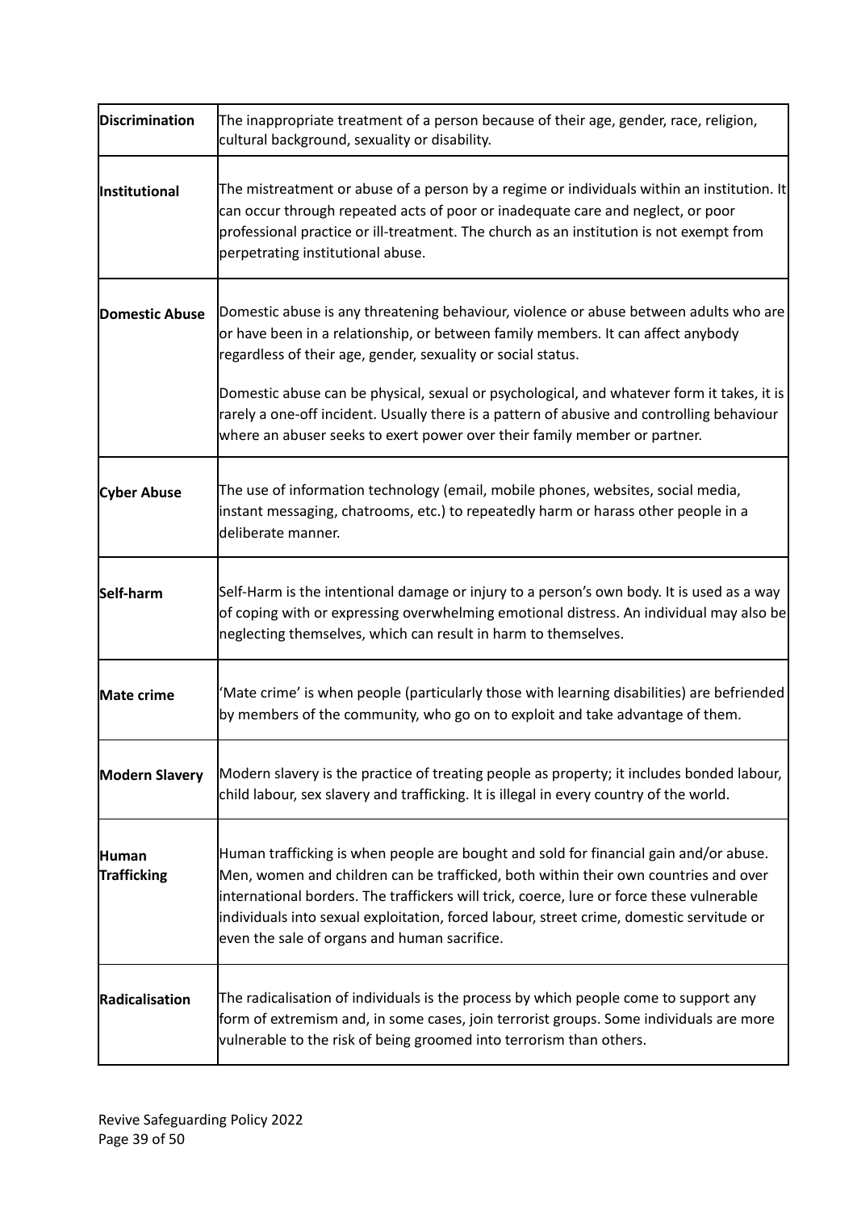| | |
|---|---|
| **Discrimination** | The inappropriate treatment of a person because of their age, gender, race, religion, cultural background, sexuality or disability. |
| **Institutional** | The mistreatment or abuse of a person by a regime or individuals within an institution. It can occur through repeated acts of poor or inadequate care and neglect, or poor professional practice or ill-treatment. The church as an institution is not exempt from perpetrating institutional abuse. |
| **Domestic Abuse** | Domestic abuse is any threatening behaviour, violence or abuse between adults who are or have been in a relationship, or between family members. It can affect anybody regardless of their age, gender, sexuality or social status.<br><br>Domestic abuse can be physical, sexual or psychological, and whatever form it takes, it is rarely a one-off incident. Usually there is a pattern of abusive and controlling behaviour where an abuser seeks to exert power over their family member or partner. |
| **Cyber Abuse** | The use of information technology (email, mobile phones, websites, social media, instant messaging, chatrooms, etc.) to repeatedly harm or harass other people in a deliberate manner. |
| **Self-harm** | Self-Harm is the intentional damage or injury to a person's own body. It is used as a way of coping with or expressing overwhelming emotional distress. An individual may also be neglecting themselves, which can result in harm to themselves. |
| **Mate crime** | 'Mate crime' is when people (particularly those with learning disabilities) are befriended by members of the community, who go on to exploit and take advantage of them. |
| **Modern Slavery** | Modern slavery is the practice of treating people as property; it includes bonded labour, child labour, sex slavery and trafficking. It is illegal in every country of the world. |
| **Human Trafficking** | Human trafficking is when people are bought and sold for financial gain and/or abuse. Men, women and children can be trafficked, both within their own countries and over international borders. The traffickers will trick, coerce, lure or force these vulnerable individuals into sexual exploitation, forced labour, street crime, domestic servitude or even the sale of organs and human sacrifice. |
| **Radicalisation** | The radicalisation of individuals is the process by which people come to support any form of extremism and, in some cases, join terrorist groups. Some individuals are more vulnerable to the risk of being groomed into terrorism than others. |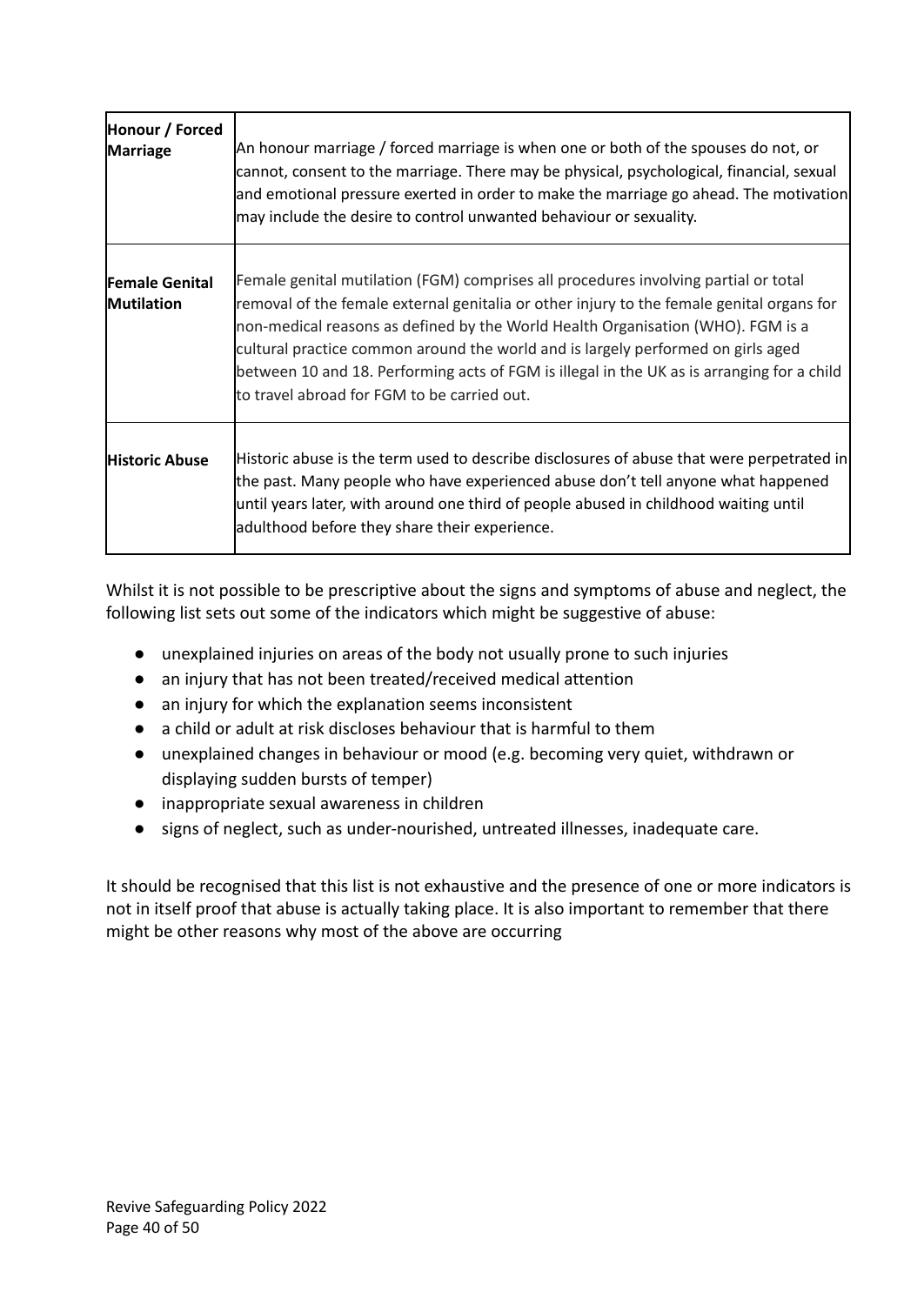| **Honour / Forced Marriage** | An honour marriage / forced marriage is when one or both of the spouses do not, or cannot, consent to the marriage. There may be physical, psychological, financial, sexual and emotional pressure exerted in order to make the marriage go ahead. The motivation may include the desire to control unwanted behaviour or sexuality. |
|---|---|
| **Female Genital Mutilation** | Female genital mutilation (FGM) comprises all procedures involving partial or total removal of the female external genitalia or other injury to the female genital organs for non-medical reasons as defined by the World Health Organisation (WHO). FGM is a cultural practice common around the world and is largely performed on girls aged between 10 and 18. Performing acts of FGM is illegal in the UK as is arranging for a child to travel abroad for FGM to be carried out. |
| **Historic Abuse** | Historic abuse is the term used to describe disclosures of abuse that were perpetrated in the past. Many people who have experienced abuse don't tell anyone what happened until years later, with around one third of people abused in childhood waiting until adulthood before they share their experience. |

Whilst it is not possible to be prescriptive about the signs and symptoms of abuse and neglect, the following list sets out some of the indicators which might be suggestive of abuse:

- unexplained injuries on areas of the body not usually prone to such injuries
- an injury that has not been treated/received medical attention
- an injury for which the explanation seems inconsistent
- a child or adult at risk discloses behaviour that is harmful to them
- unexplained changes in behaviour or mood (e.g. becoming very quiet, withdrawn or displaying sudden bursts of temper)
- inappropriate sexual awareness in children
- signs of neglect, such as under-nourished, untreated illnesses, inadequate care.

It should be recognised that this list is not exhaustive and the presence of one or more indicators is not in itself proof that abuse is actually taking place. It is also important to remember that there might be other reasons why most of the above are occurring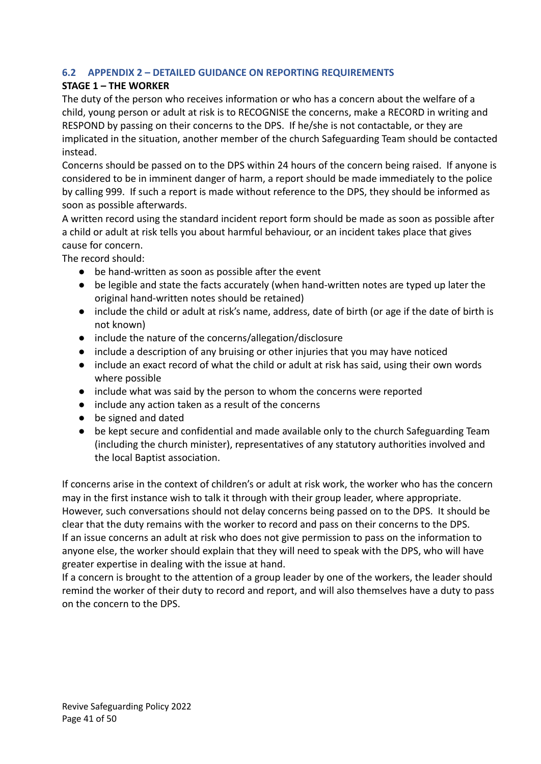## 6.2 APPENDIX 2 – DETAILED GUIDANCE ON REPORTING REQUIREMENTS

**STAGE 1 – THE WORKER**

The duty of the person who receives information or who has a concern about the welfare of a child, young person or adult at risk is to RECOGNISE the concerns, make a RECORD in writing and RESPOND by passing on their concerns to the DPS. If he/she is not contactable, or they are implicated in the situation, another member of the church Safeguarding Team should be contacted instead.

Concerns should be passed on to the DPS within 24 hours of the concern being raised. If anyone is considered to be in imminent danger of harm, a report should be made immediately to the police by calling 999. If such a report is made without reference to the DPS, they should be informed as soon as possible afterwards.

A written record using the standard incident report form should be made as soon as possible after a child or adult at risk tells you about harmful behaviour, or an incident takes place that gives cause for concern.

The record should:

- be hand-written as soon as possible after the event
- be legible and state the facts accurately (when hand-written notes are typed up later the original hand-written notes should be retained)
- include the child or adult at risk's name, address, date of birth (or age if the date of birth is not known)
- include the nature of the concerns/allegation/disclosure
- include a description of any bruising or other injuries that you may have noticed
- include an exact record of what the child or adult at risk has said, using their own words where possible
- include what was said by the person to whom the concerns were reported
- include any action taken as a result of the concerns
- be signed and dated
- be kept secure and confidential and made available only to the church Safeguarding Team (including the church minister), representatives of any statutory authorities involved and the local Baptist association.

If concerns arise in the context of children's or adult at risk work, the worker who has the concern may in the first instance wish to talk it through with their group leader, where appropriate. However, such conversations should not delay concerns being passed on to the DPS. It should be clear that the duty remains with the worker to record and pass on their concerns to the DPS.

If an issue concerns an adult at risk who does not give permission to pass on the information to anyone else, the worker should explain that they will need to speak with the DPS, who will have greater expertise in dealing with the issue at hand.

If a concern is brought to the attention of a group leader by one of the workers, the leader should remind the worker of their duty to record and report, and will also themselves have a duty to pass on the concern to the DPS.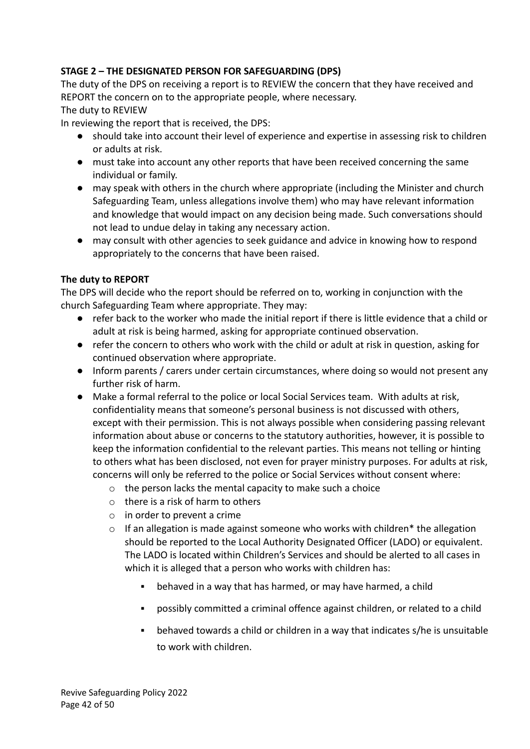**STAGE 2 – THE DESIGNATED PERSON FOR SAFEGUARDING (DPS)**

The duty of the DPS on receiving a report is to REVIEW the concern that they have received and REPORT the concern on to the appropriate people, where necessary.

The duty to REVIEW

In reviewing the report that is received, the DPS:

- should take into account their level of experience and expertise in assessing risk to children or adults at risk.
- must take into account any other reports that have been received concerning the same individual or family.
- may speak with others in the church where appropriate (including the Minister and church Safeguarding Team, unless allegations involve them) who may have relevant information and knowledge that would impact on any decision being made. Such conversations should not lead to undue delay in taking any necessary action.
- may consult with other agencies to seek guidance and advice in knowing how to respond appropriately to the concerns that have been raised.

**The duty to REPORT**

The DPS will decide who the report should be referred on to, working in conjunction with the church Safeguarding Team where appropriate. They may:

- refer back to the worker who made the initial report if there is little evidence that a child or adult at risk is being harmed, asking for appropriate continued observation.
- refer the concern to others who work with the child or adult at risk in question, asking for continued observation where appropriate.
- Inform parents / carers under certain circumstances, where doing so would not present any further risk of harm.
- Make a formal referral to the police or local Social Services team. With adults at risk, confidentiality means that someone's personal business is not discussed with others, except with their permission. This is not always possible when considering passing relevant information about abuse or concerns to the statutory authorities, however, it is possible to keep the information confidential to the relevant parties. This means not telling or hinting to others what has been disclosed, not even for prayer ministry purposes. For adults at risk, concerns will only be referred to the police or Social Services without consent where:
    - the person lacks the mental capacity to make such a choice
    - there is a risk of harm to others
    - in order to prevent a crime
    - If an allegation is made against someone who works with children* the allegation should be reported to the Local Authority Designated Officer (LADO) or equivalent. The LADO is located within Children's Services and should be alerted to all cases in which it is alleged that a person who works with children has:
        - behaved in a way that has harmed, or may have harmed, a child
        - possibly committed a criminal offence against children, or related to a child
        - behaved towards a child or children in a way that indicates s/he is unsuitable to work with children.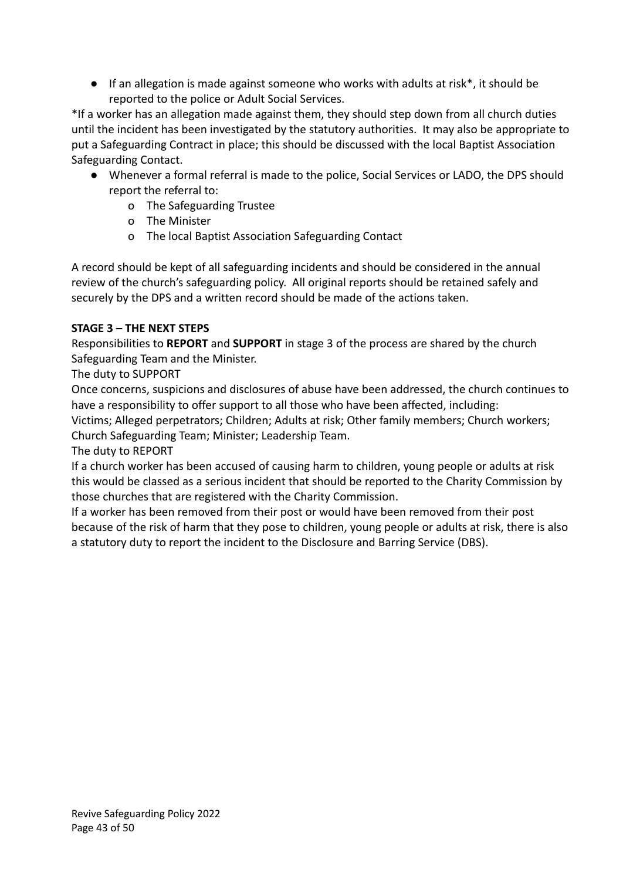- If an allegation is made against someone who works with adults at risk*, it should be reported to the police or Adult Social Services.

*If a worker has an allegation made against them, they should step down from all church duties until the incident has been investigated by the statutory authorities. It may also be appropriate to put a Safeguarding Contract in place; this should be discussed with the local Baptist Association Safeguarding Contact.

- Whenever a formal referral is made to the police, Social Services or LADO, the DPS should report the referral to:
    - The Safeguarding Trustee
    - The Minister
    - The local Baptist Association Safeguarding Contact

A record should be kept of all safeguarding incidents and should be considered in the annual review of the church's safeguarding policy. All original reports should be retained safely and securely by the DPS and a written record should be made of the actions taken.

**STAGE 3 – THE NEXT STEPS**

Responsibilities to **REPORT** and **SUPPORT** in stage 3 of the process are shared by the church Safeguarding Team and the Minister.

The duty to SUPPORT

Once concerns, suspicions and disclosures of abuse have been addressed, the church continues to have a responsibility to offer support to all those who have been affected, including:

Victims; Alleged perpetrators; Children; Adults at risk; Other family members; Church workers; Church Safeguarding Team; Minister; Leadership Team.

The duty to REPORT

If a church worker has been accused of causing harm to children, young people or adults at risk this would be classed as a serious incident that should be reported to the Charity Commission by those churches that are registered with the Charity Commission.

If a worker has been removed from their post or would have been removed from their post because of the risk of harm that they pose to children, young people or adults at risk, there is also a statutory duty to report the incident to the Disclosure and Barring Service (DBS).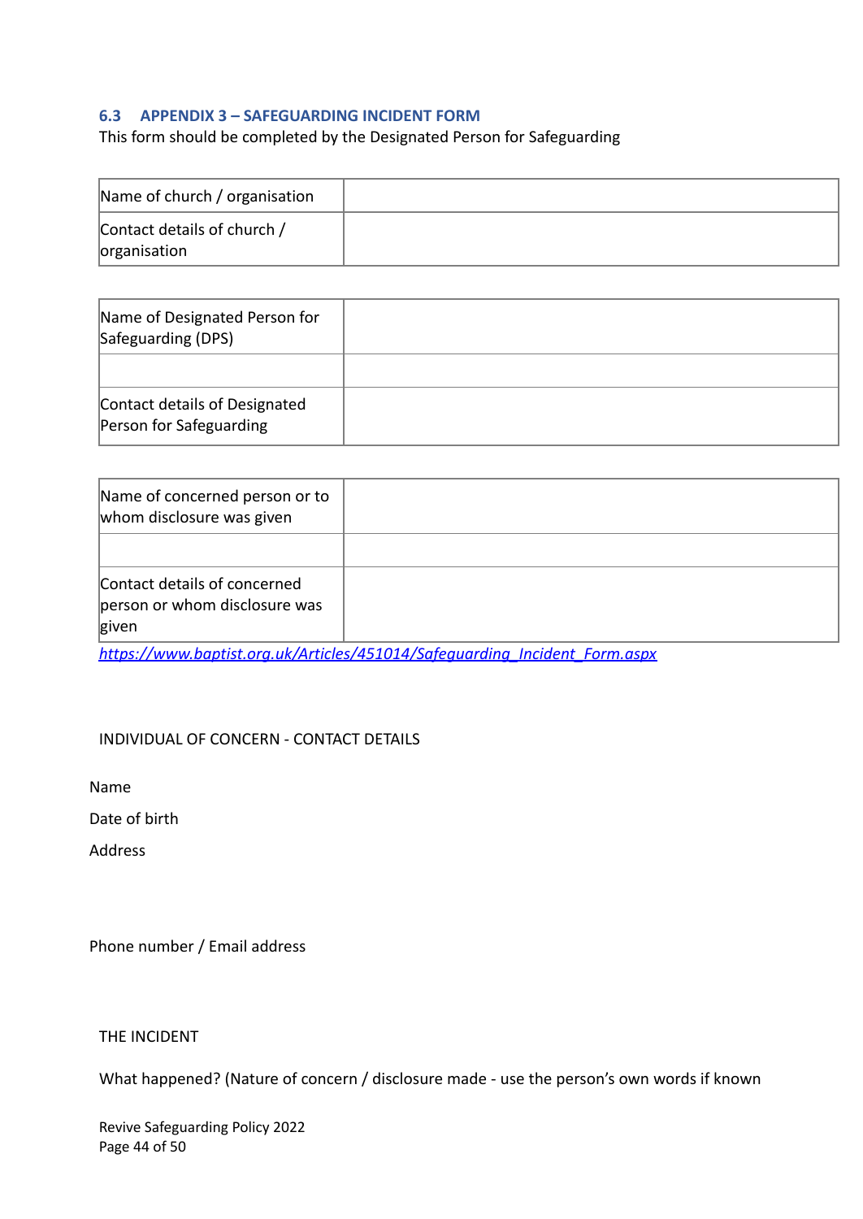### 6.3 APPENDIX 3 – SAFEGUARDING INCIDENT FORM

This form should be completed by the Designated Person for Safeguarding

| Name of church / organisation | |
|---|---|
| Contact details of church / organisation | |

| Name of Designated Person for Safeguarding (DPS) | |
|---|---|
| | |
| Contact details of Designated Person for Safeguarding | |

| Name of concerned person or to whom disclosure was given | |
|---|---|
| | |
| Contact details of concerned person or whom disclosure was given | |

*https://www.baptist.org.uk/Articles/451014/Safeguarding_Incident_Form.aspx*

INDIVIDUAL OF CONCERN - CONTACT DETAILS

Name

Date of birth

Address

Phone number / Email address

THE INCIDENT

What happened? (Nature of concern / disclosure made - use the person's own words if known

Revive Safeguarding Policy 2022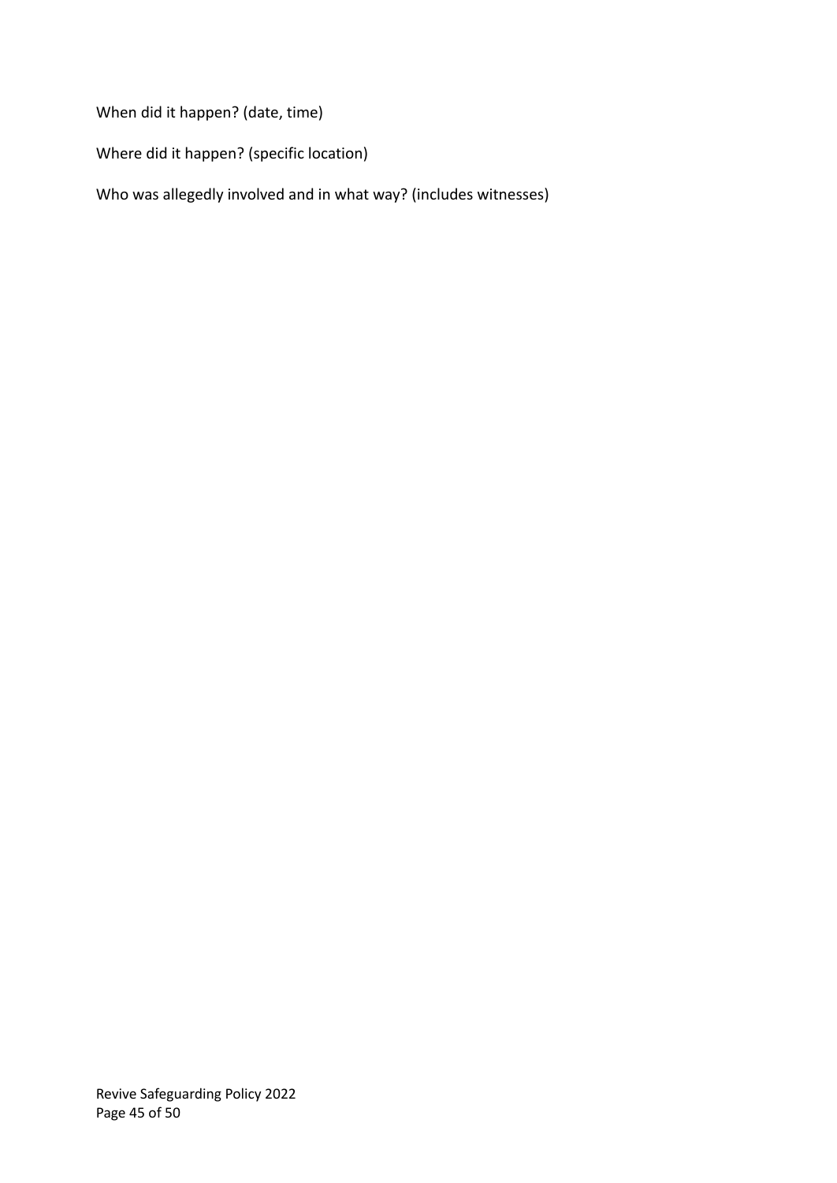When did it happen? (date, time)

Where did it happen? (specific location)

Who was allegedly involved and in what way? (includes witnesses)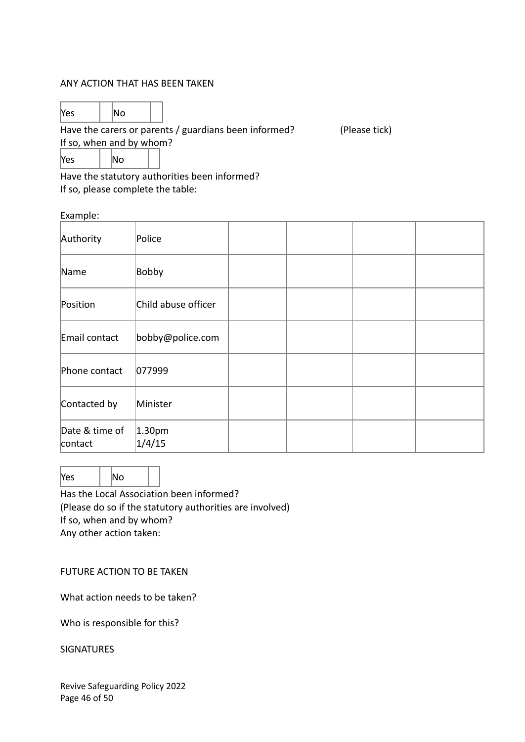ANY ACTION THAT HAS BEEN TAKEN

| Yes | | No | |
|---|---|---|---|

Have the carers or parents / guardians been informed? (Please tick)
If so, when and by whom?

| Yes | | No | |
|---|---|---|---|

Have the statutory authorities been informed?
If so, please complete the table:

Example:

| Authority | Police | | | | |
|---|---|---|---|---|---|
| Name | Bobby | | | | |
| Position | Child abuse officer | | | | |
| Email contact | bobby@police.com | | | | |
| Phone contact | 077999 | | | | |
| Contacted by | Minister | | | | |
| Date & time of contact | 1.30pm 1/4/15 | | | | |

| Yes | | No | |
|---|---|---|---|

Has the Local Association been informed?
(Please do so if the statutory authorities are involved)
If so, when and by whom?
Any other action taken:

FUTURE ACTION TO BE TAKEN

What action needs to be taken?

Who is responsible for this?

SIGNATURES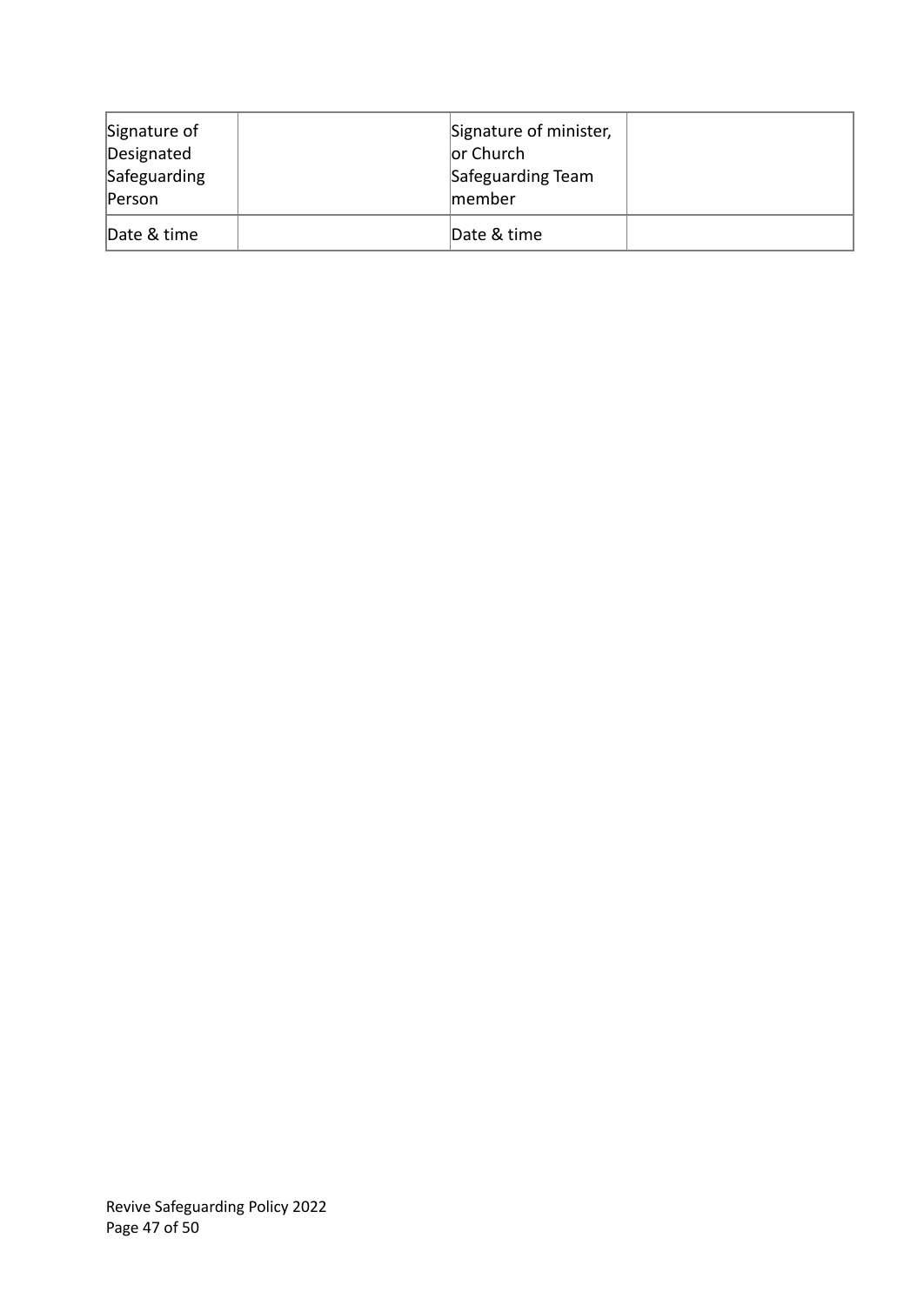| Signature of Designated Safeguarding Person | | Signature of minister, or Church Safeguarding Team member | |
|---|---|---|---|
| Date & time | | Date & time | |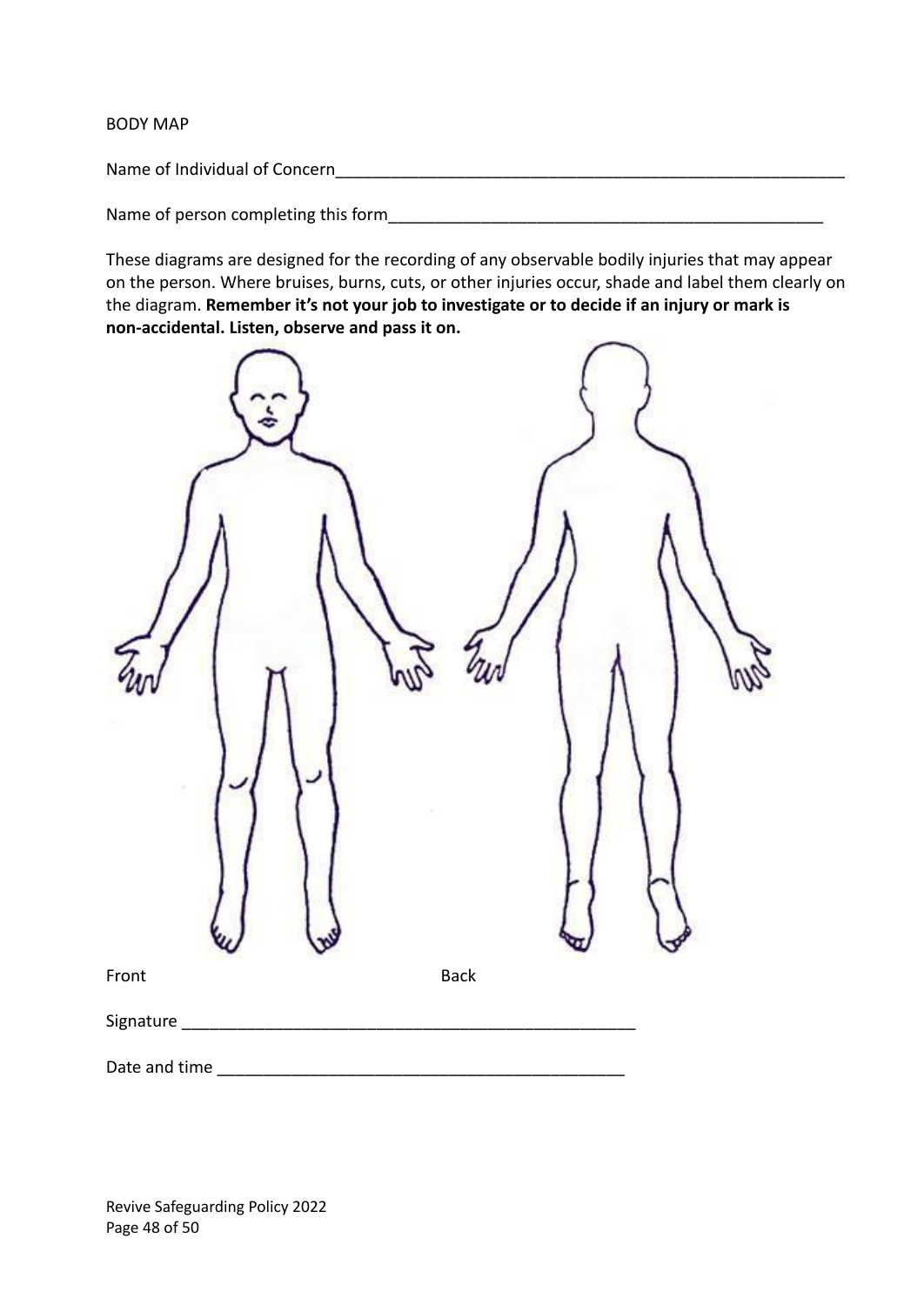BODY MAP

Name of Individual of Concern___________________________________________________________

Name of person completing this form_________________________________________________

These diagrams are designed for the recording of any observable bodily injuries that may appear on the person. Where bruises, burns, cuts, or other injuries occur, shade and label them clearly on the diagram. **Remember it's not your job to investigate or to decide if an injury or mark is non-accidental. Listen, observe and pass it on.**

Front

Back

Signature ____________________________________________________

Date and time ______________________________________________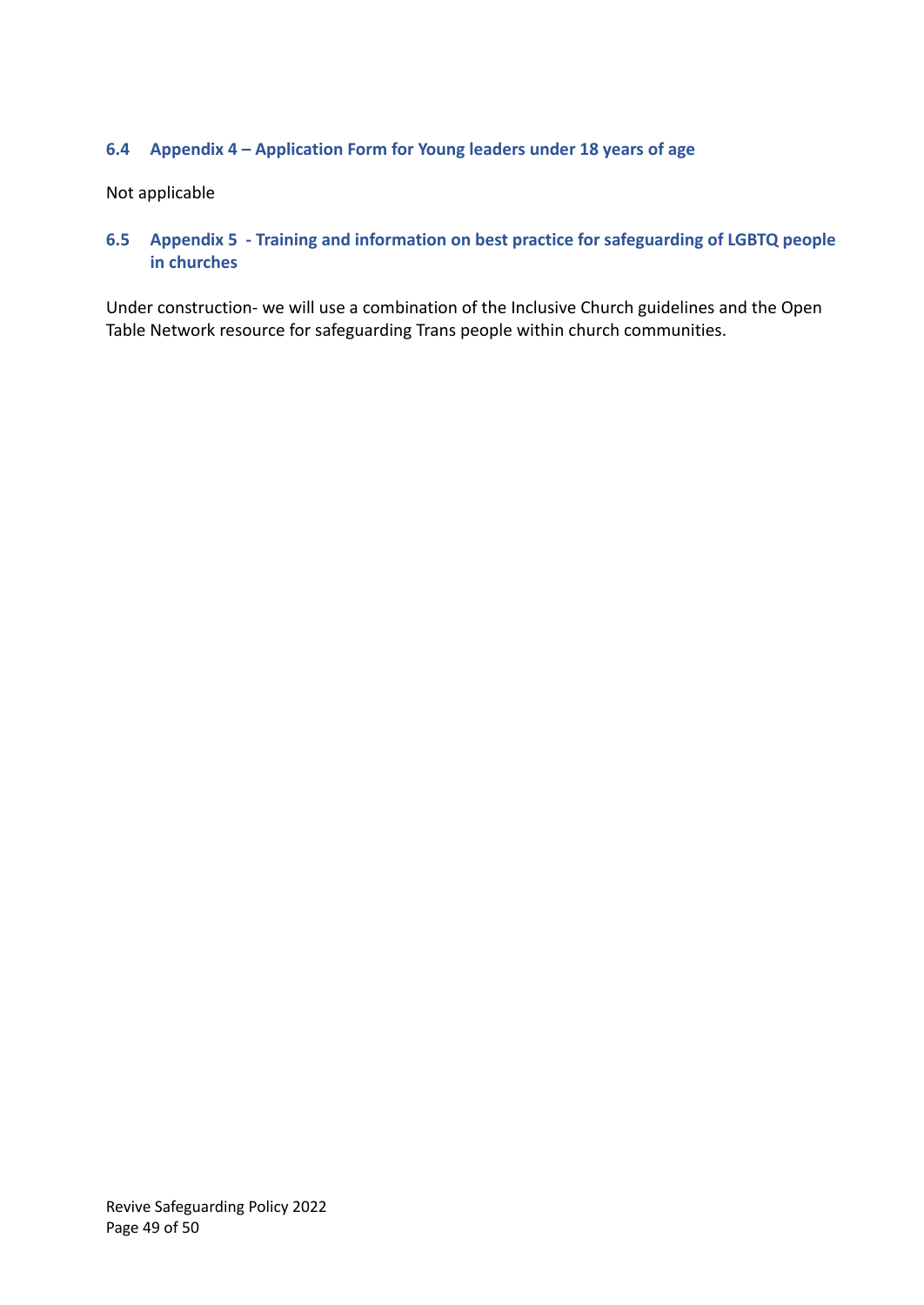### 6.4 Appendix 4 – Application Form for Young leaders under 18 years of age

Not applicable

### 6.5 Appendix 5 - Training and information on best practice for safeguarding of LGBTQ people in churches

Under construction- we will use a combination of the Inclusive Church guidelines and the Open Table Network resource for safeguarding Trans people within church communities.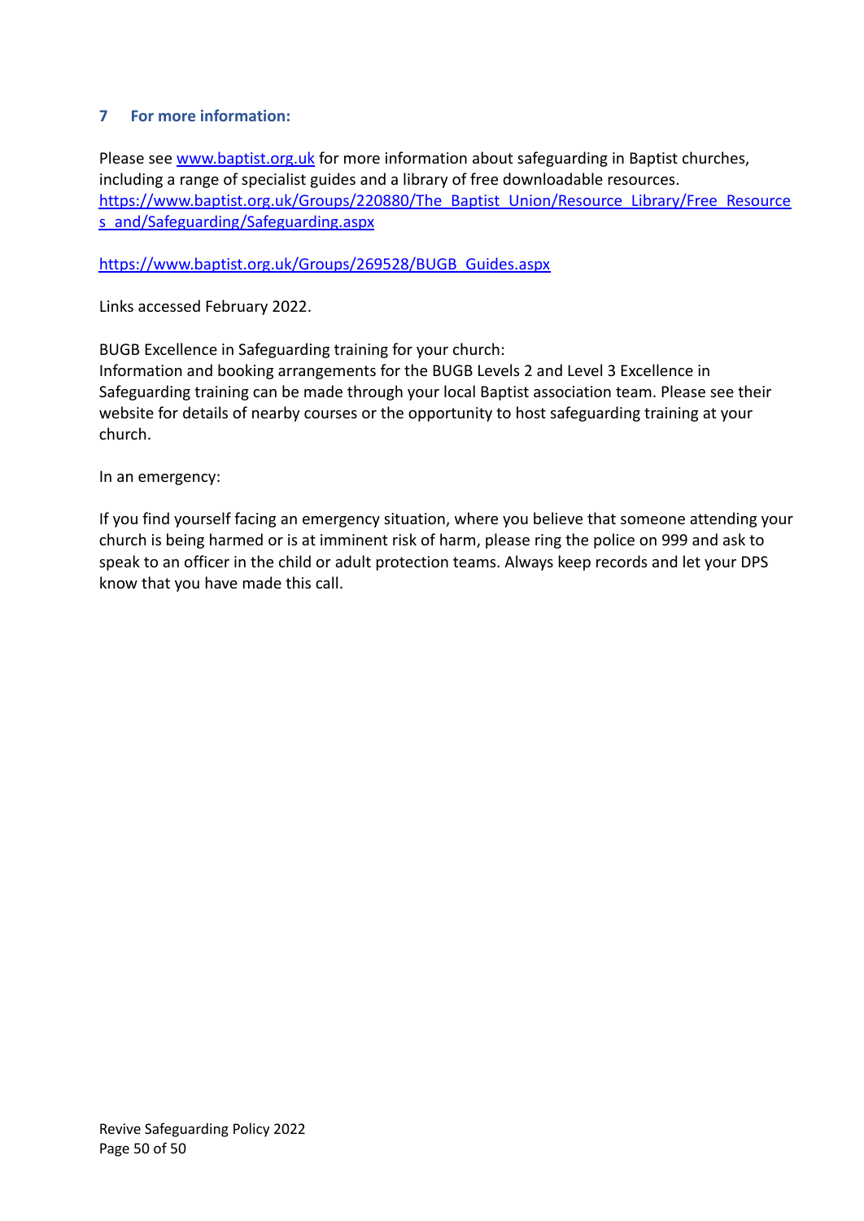## 7 For more information:

Please see [www.baptist.org.uk](http://www.baptist.org.uk) for more information about safeguarding in Baptist churches, including a range of specialist guides and a library of free downloadable resources.
https://www.baptist.org.uk/Groups/220880/The_Baptist_Union/Resource_Library/Free_Resources_and/Safeguarding/Safeguarding.aspx

https://www.baptist.org.uk/Groups/269528/BUGB_Guides.aspx

Links accessed February 2022.

BUGB Excellence in Safeguarding training for your church:
Information and booking arrangements for the BUGB Levels 2 and Level 3 Excellence in Safeguarding training can be made through your local Baptist association team. Please see their website for details of nearby courses or the opportunity to host safeguarding training at your church.

In an emergency:

If you find yourself facing an emergency situation, where you believe that someone attending your church is being harmed or is at imminent risk of harm, please ring the police on 999 and ask to speak to an officer in the child or adult protection teams. Always keep records and let your DPS know that you have made this call.